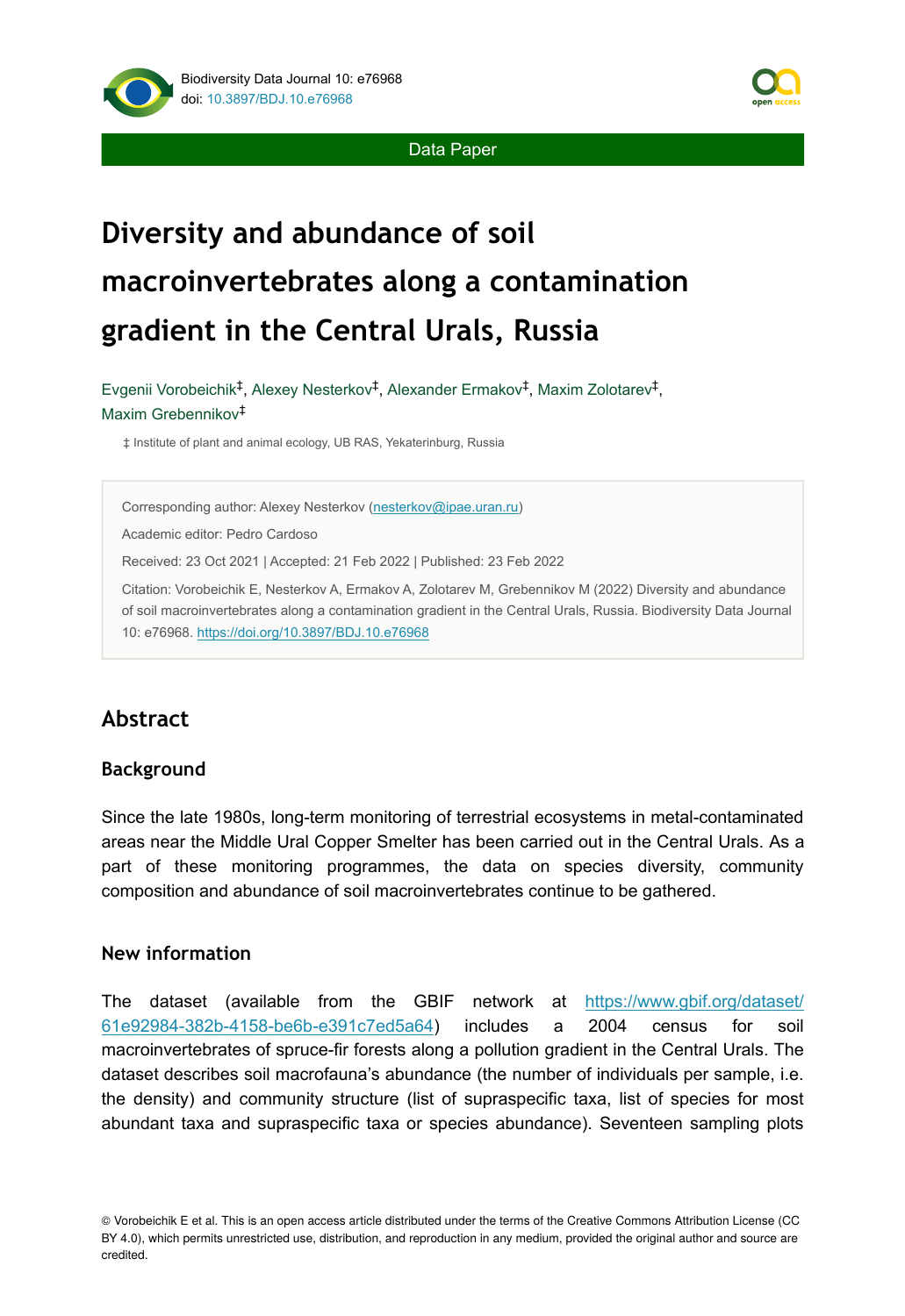Data Paper

# Diversity and abundance of soil macroinvertebrates along a contamination gradient in the Central Urals, Russia

Evgenii Vorobeichik[‡], Alexey Nesterkov[‡], Alexander Ermakov[‡], Maxim Zolotarev[‡], Maxim Grebennikov[‡]

‡ Institute of plant and animal ecology, UB RAS, Yekaterinburg, Russia

Corresponding author: Alexey Nesterkov (nesterkov@ipae.uran.ru)

Academic editor: Pedro Cardoso

Received: 23 Oct 2021 | Accepted: 21 Feb 2022 | Published: 23 Feb 2022

Citation: Vorobeichik E, Nesterkov A, Ermakov A, Zolotarev M, Grebennikov M (2022) Diversity and abundance of soil macroinvertebrates along a contamination gradient in the Central Urals, Russia. Biodiversity Data Journal 10: e76968. https://doi.org/10.3897/BDJ.10.e76968

## Abstract

### Background

Since the late 1980s, long-term monitoring of terrestrial ecosystems in metal-contaminated areas near the Middle Ural Copper Smelter has been carried out in the Central Urals. As a part of these monitoring programmes, the data on species diversity, community composition and abundance of soil macroinvertebrates continue to be gathered.

### New information

The dataset (available from the GBIF network at https://www.gbif.org/dataset/61e92984-382b-4158-be6b-e391c7ed5a64) includes a 2004 census for soil macroinvertebrates of spruce-fir forests along a pollution gradient in the Central Urals. The dataset describes soil macrofauna's abundance (the number of individuals per sample, i.e. the density) and community structure (list of supraspecific taxa, list of species for most abundant taxa and supraspecific taxa or species abundance). Seventeen sampling plots

© Vorobeichik E et al. This is an open access article distributed under the terms of the Creative Commons Attribution License (CC BY 4.0), which permits unrestricted use, distribution, and reproduction in any medium, provided the original author and source are credited.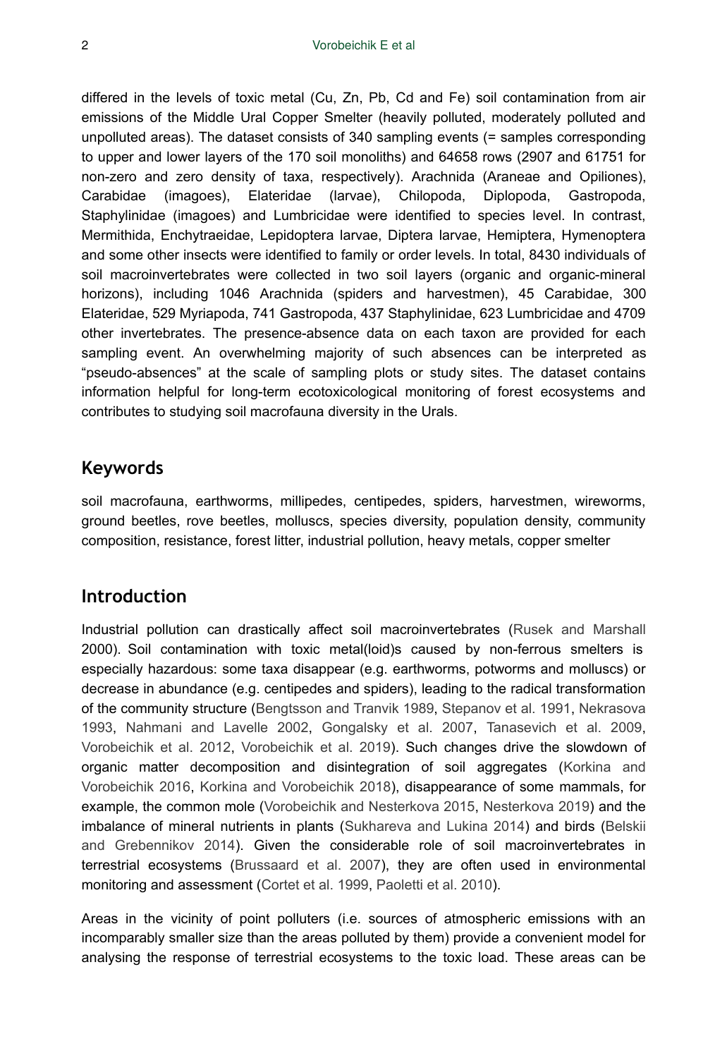differed in the levels of toxic metal (Cu, Zn, Pb, Cd and Fe) soil contamination from air emissions of the Middle Ural Copper Smelter (heavily polluted, moderately polluted and unpolluted areas). The dataset consists of 340 sampling events (= samples corresponding to upper and lower layers of the 170 soil monoliths) and 64658 rows (2907 and 61751 for non-zero and zero density of taxa, respectively). Arachnida (Araneae and Opiliones), Carabidae (imagoes), Elateridae (larvae), Chilopoda, Diplopoda, Gastropoda, Staphylinidae (imagoes) and Lumbricidae were identified to species level. In contrast, Mermithida, Enchytraeidae, Lepidoptera larvae, Diptera larvae, Hemiptera, Hymenoptera and some other insects were identified to family or order levels. In total, 8430 individuals of soil macroinvertebrates were collected in two soil layers (organic and organic-mineral horizons), including 1046 Arachnida (spiders and harvestmen), 45 Carabidae, 300 Elateridae, 529 Myriapoda, 741 Gastropoda, 437 Staphylinidae, 623 Lumbricidae and 4709 other invertebrates. The presence-absence data on each taxon are provided for each sampling event. An overwhelming majority of such absences can be interpreted as "pseudo-absences" at the scale of sampling plots or study sites. The dataset contains information helpful for long-term ecotoxicological monitoring of forest ecosystems and contributes to studying soil macrofauna diversity in the Urals.

## Keywords

soil macrofauna, earthworms, millipedes, centipedes, spiders, harvestmen, wireworms, ground beetles, rove beetles, molluscs, species diversity, population density, community composition, resistance, forest litter, industrial pollution, heavy metals, copper smelter

## Introduction

Industrial pollution can drastically affect soil macroinvertebrates (Rusek and Marshall 2000). Soil contamination with toxic metal(loid)s caused by non-ferrous smelters is especially hazardous: some taxa disappear (e.g. earthworms, potworms and molluscs) or decrease in abundance (e.g. centipedes and spiders), leading to the radical transformation of the community structure (Bengtsson and Tranvik 1989, Stepanov et al. 1991, Nekrasova 1993, Nahmani and Lavelle 2002, Gongalsky et al. 2007, Tanasevich et al. 2009, Vorobeichik et al. 2012, Vorobeichik et al. 2019). Such changes drive the slowdown of organic matter decomposition and disintegration of soil aggregates (Korkina and Vorobeichik 2016, Korkina and Vorobeichik 2018), disappearance of some mammals, for example, the common mole (Vorobeichik and Nesterkova 2015, Nesterkova 2019) and the imbalance of mineral nutrients in plants (Sukhareva and Lukina 2014) and birds (Belskii and Grebennikov 2014). Given the considerable role of soil macroinvertebrates in terrestrial ecosystems (Brussaard et al. 2007), they are often used in environmental monitoring and assessment (Cortet et al. 1999, Paoletti et al. 2010).

Areas in the vicinity of point polluters (i.e. sources of atmospheric emissions with an incomparably smaller size than the areas polluted by them) provide a convenient model for analysing the response of terrestrial ecosystems to the toxic load. These areas can be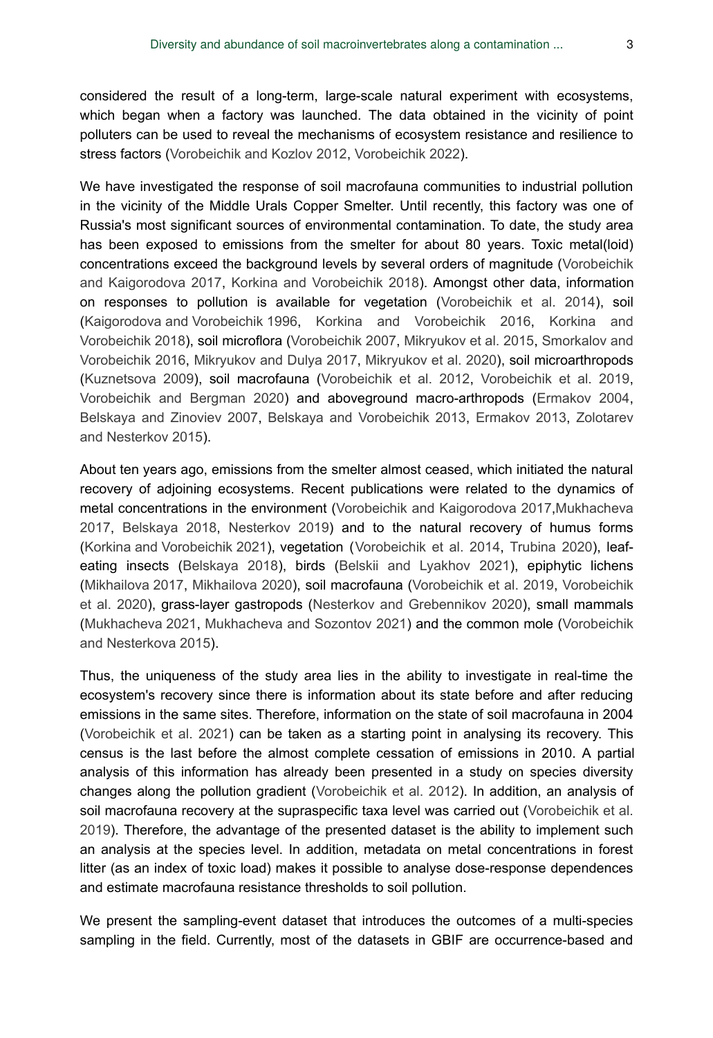considered the result of a long-term, large-scale natural experiment with ecosystems, which began when a factory was launched. The data obtained in the vicinity of point polluters can be used to reveal the mechanisms of ecosystem resistance and resilience to stress factors (Vorobeichik and Kozlov 2012, Vorobeichik 2022).

We have investigated the response of soil macrofauna communities to industrial pollution in the vicinity of the Middle Urals Copper Smelter. Until recently, this factory was one of Russia's most significant sources of environmental contamination. To date, the study area has been exposed to emissions from the smelter for about 80 years. Toxic metal(loid) concentrations exceed the background levels by several orders of magnitude (Vorobeichik and Kaigorodova 2017, Korkina and Vorobeichik 2018). Amongst other data, information on responses to pollution is available for vegetation (Vorobeichik et al. 2014), soil (Kaigorodova and Vorobeichik 1996, Korkina and Vorobeichik 2016, Korkina and Vorobeichik 2018), soil microflora (Vorobeichik 2007, Mikryukov et al. 2015, Smorkalov and Vorobeichik 2016, Mikryukov and Dulya 2017, Mikryukov et al. 2020), soil microarthropods (Kuznetsova 2009), soil macrofauna (Vorobeichik et al. 2012, Vorobeichik et al. 2019, Vorobeichik and Bergman 2020) and aboveground macro-arthropods (Ermakov 2004, Belskaya and Zinoviev 2007, Belskaya and Vorobeichik 2013, Ermakov 2013, Zolotarev and Nesterkov 2015).

About ten years ago, emissions from the smelter almost ceased, which initiated the natural recovery of adjoining ecosystems. Recent publications were related to the dynamics of metal concentrations in the environment (Vorobeichik and Kaigorodova 2017,Mukhacheva 2017, Belskaya 2018, Nesterkov 2019) and to the natural recovery of humus forms (Korkina and Vorobeichik 2021), vegetation (Vorobeichik et al. 2014, Trubina 2020), leaf-eating insects (Belskaya 2018), birds (Belskii and Lyakhov 2021), epiphytic lichens (Mikhailova 2017, Mikhailova 2020), soil macrofauna (Vorobeichik et al. 2019, Vorobeichik et al. 2020), grass-layer gastropods (Nesterkov and Grebennikov 2020), small mammals (Mukhacheva 2021, Mukhacheva and Sozontov 2021) and the common mole (Vorobeichik and Nesterkova 2015).

Thus, the uniqueness of the study area lies in the ability to investigate in real-time the ecosystem's recovery since there is information about its state before and after reducing emissions in the same sites. Therefore, information on the state of soil macrofauna in 2004 (Vorobeichik et al. 2021) can be taken as a starting point in analysing its recovery. This census is the last before the almost complete cessation of emissions in 2010. A partial analysis of this information has already been presented in a study on species diversity changes along the pollution gradient (Vorobeichik et al. 2012). In addition, an analysis of soil macrofauna recovery at the supraspecific taxa level was carried out (Vorobeichik et al. 2019). Therefore, the advantage of the presented dataset is the ability to implement such an analysis at the species level. In addition, metadata on metal concentrations in forest litter (as an index of toxic load) makes it possible to analyse dose-response dependences and estimate macrofauna resistance thresholds to soil pollution.

We present the sampling-event dataset that introduces the outcomes of a multi-species sampling in the field. Currently, most of the datasets in GBIF are occurrence-based and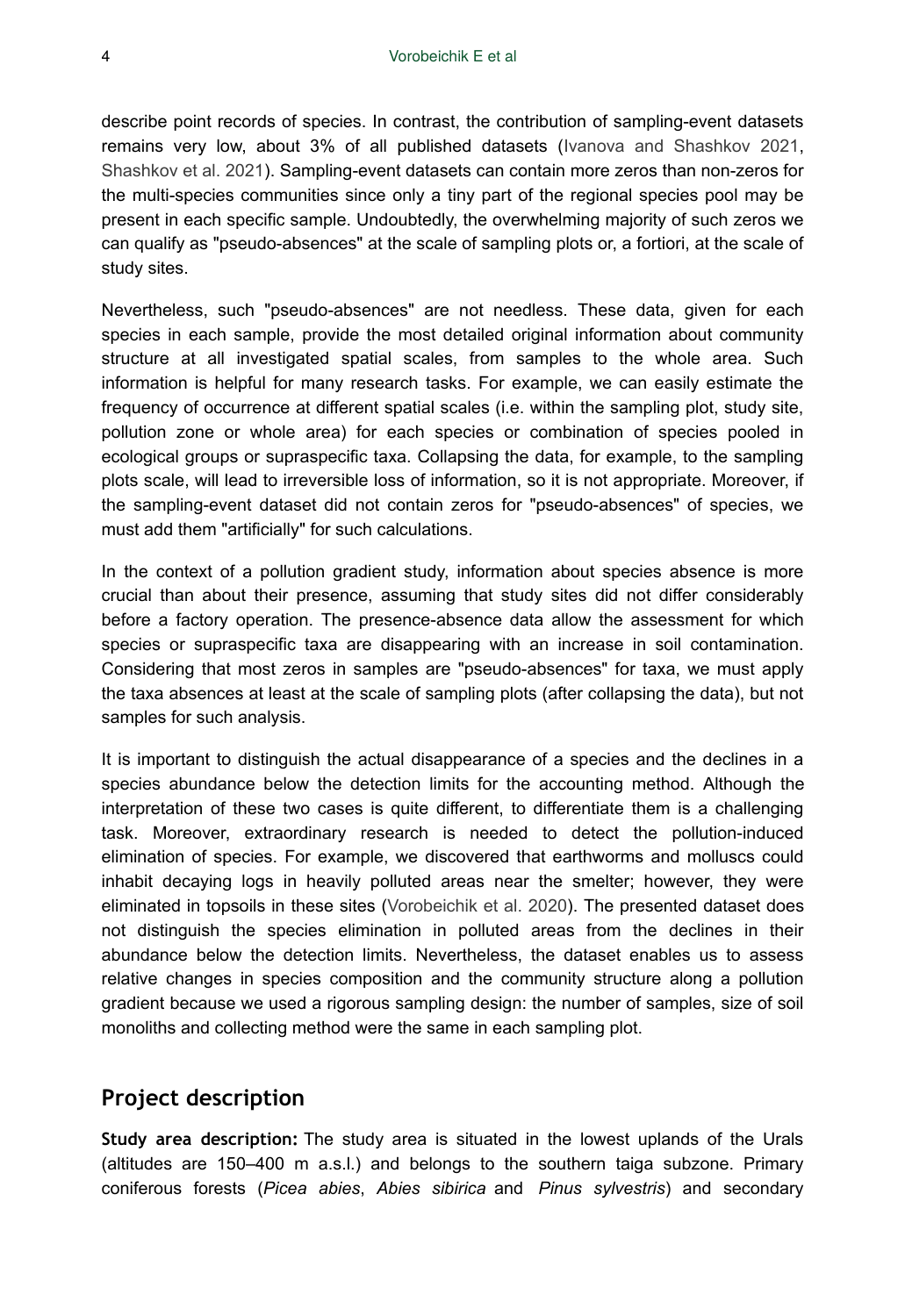describe point records of species. In contrast, the contribution of sampling-event datasets remains very low, about 3% of all published datasets (Ivanova and Shashkov 2021, Shashkov et al. 2021). Sampling-event datasets can contain more zeros than non-zeros for the multi-species communities since only a tiny part of the regional species pool may be present in each specific sample. Undoubtedly, the overwhelming majority of such zeros we can qualify as "pseudo-absences" at the scale of sampling plots or, a fortiori, at the scale of study sites.

Nevertheless, such "pseudo-absences" are not needless. These data, given for each species in each sample, provide the most detailed original information about community structure at all investigated spatial scales, from samples to the whole area. Such information is helpful for many research tasks. For example, we can easily estimate the frequency of occurrence at different spatial scales (i.e. within the sampling plot, study site, pollution zone or whole area) for each species or combination of species pooled in ecological groups or supraspecific taxa. Collapsing the data, for example, to the sampling plots scale, will lead to irreversible loss of information, so it is not appropriate. Moreover, if the sampling-event dataset did not contain zeros for "pseudo-absences" of species, we must add them "artificially" for such calculations.

In the context of a pollution gradient study, information about species absence is more crucial than about their presence, assuming that study sites did not differ considerably before a factory operation. The presence-absence data allow the assessment for which species or supraspecific taxa are disappearing with an increase in soil contamination. Considering that most zeros in samples are "pseudo-absences" for taxa, we must apply the taxa absences at least at the scale of sampling plots (after collapsing the data), but not samples for such analysis.

It is important to distinguish the actual disappearance of a species and the declines in a species abundance below the detection limits for the accounting method. Although the interpretation of these two cases is quite different, to differentiate them is a challenging task. Moreover, extraordinary research is needed to detect the pollution-induced elimination of species. For example, we discovered that earthworms and molluscs could inhabit decaying logs in heavily polluted areas near the smelter; however, they were eliminated in topsoils in these sites (Vorobeichik et al. 2020). The presented dataset does not distinguish the species elimination in polluted areas from the declines in their abundance below the detection limits. Nevertheless, the dataset enables us to assess relative changes in species composition and the community structure along a pollution gradient because we used a rigorous sampling design: the number of samples, size of soil monoliths and collecting method were the same in each sampling plot.

## Project description

**Study area description:** The study area is situated in the lowest uplands of the Urals (altitudes are 150–400 m a.s.l.) and belongs to the southern taiga subzone. Primary coniferous forests (*Picea abies*, *Abies sibirica* and *Pinus sylvestris*) and secondary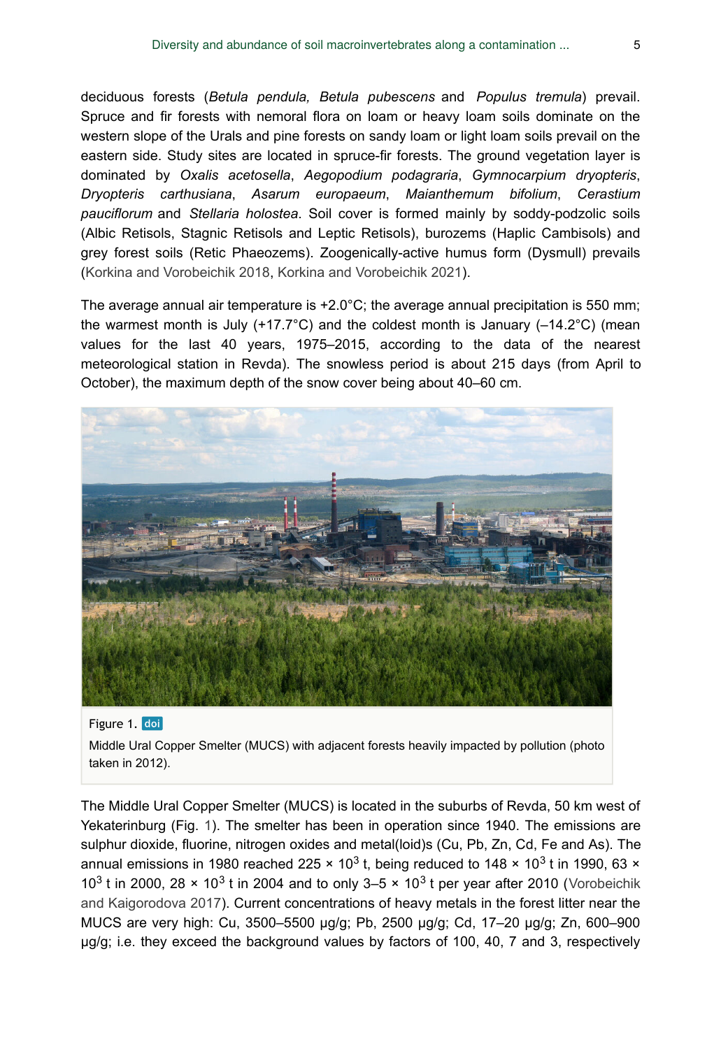deciduous forests (*Betula pendula, Betula pubescens* and *Populus tremula*) prevail. Spruce and fir forests with nemoral flora on loam or heavy loam soils dominate on the western slope of the Urals and pine forests on sandy loam or light loam soils prevail on the eastern side. Study sites are located in spruce-fir forests. The ground vegetation layer is dominated by *Oxalis acetosella*, *Aegopodium podagraria*, *Gymnocarpium dryopteris*, *Dryopteris carthusiana*, *Asarum europaeum*, *Maianthemum bifolium*, *Cerastium pauciflorum* and *Stellaria holostea*. Soil cover is formed mainly by soddy-podzolic soils (Albic Retisols, Stagnic Retisols and Leptic Retisols), burozems (Haplic Cambisols) and grey forest soils (Retic Phaeozems). Zoogenically-active humus form (Dysmull) prevails (Korkina and Vorobeichik 2018, Korkina and Vorobeichik 2021).

The average annual air temperature is +2.0°C; the average annual precipitation is 550 mm; the warmest month is July (+17.7°C) and the coldest month is January (–14.2°C) (mean values for the last 40 years, 1975–2015, according to the data of the nearest meteorological station in Revda). The snowless period is about 215 days (from April to October), the maximum depth of the snow cover being about 40–60 cm.

Figure 1. doi

Middle Ural Copper Smelter (MUCS) with adjacent forests heavily impacted by pollution (photo taken in 2012).

The Middle Ural Copper Smelter (MUCS) is located in the suburbs of Revda, 50 km west of Yekaterinburg (Fig. 1). The smelter has been in operation since 1940. The emissions are sulphur dioxide, fluorine, nitrogen oxides and metal(loid)s (Cu, Pb, Zn, Cd, Fe and As). The annual emissions in 1980 reached 225 × $10^3$ t, being reduced to 148 × $10^3$ t in 1990, 63 × $10^3$ t in 2000, 28 × $10^3$ t in 2004 and to only 3–5 × $10^3$ t per year after 2010 (Vorobeichik and Kaigorodova 2017). Current concentrations of heavy metals in the forest litter near the MUCS are very high: Cu, 3500–5500 µg/g; Pb, 2500 µg/g; Cd, 17–20 µg/g; Zn, 600–900 µg/g; i.e. they exceed the background values by factors of 100, 40, 7 and 3, respectively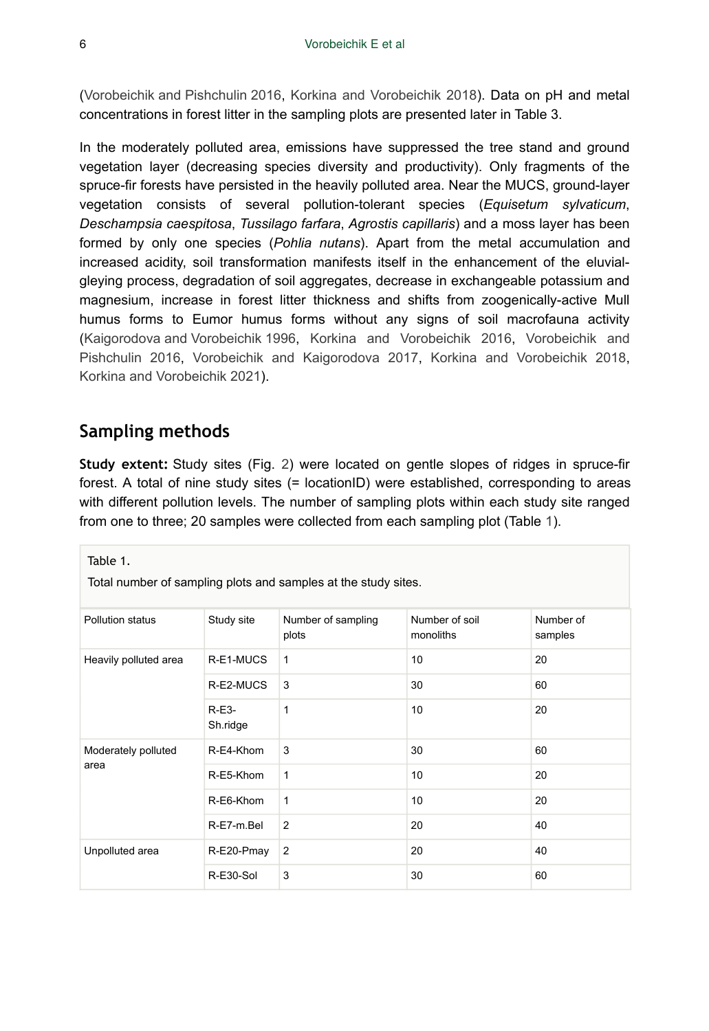(Vorobeichik and Pishchulin 2016, Korkina and Vorobeichik 2018). Data on pH and metal concentrations in forest litter in the sampling plots are presented later in Table 3.

In the moderately polluted area, emissions have suppressed the tree stand and ground vegetation layer (decreasing species diversity and productivity). Only fragments of the spruce-fir forests have persisted in the heavily polluted area. Near the MUCS, ground-layer vegetation consists of several pollution-tolerant species (*Equisetum sylvaticum*, *Deschampsia caespitosa*, *Tussilago farfara*, *Agrostis capillaris*) and a moss layer has been formed by only one species (*Pohlia nutans*). Apart from the metal accumulation and increased acidity, soil transformation manifests itself in the enhancement of the eluvial-gleying process, degradation of soil aggregates, decrease in exchangeable potassium and magnesium, increase in forest litter thickness and shifts from zoogenically-active Mull humus forms to Eumor humus forms without any signs of soil macrofauna activity (Kaigorodova and Vorobeichik 1996, Korkina and Vorobeichik 2016, Vorobeichik and Pishchulin 2016, Vorobeichik and Kaigorodova 2017, Korkina and Vorobeichik 2018, Korkina and Vorobeichik 2021).

## Sampling methods

**Study extent:** Study sites (Fig. 2) were located on gentle slopes of ridges in spruce-fir forest. A total of nine study sites (= locationID) were established, corresponding to areas with different pollution levels. The number of sampling plots within each study site ranged from one to three; 20 samples were collected from each sampling plot (Table 1).

Table 1.

Total number of sampling plots and samples at the study sites.

| Pollution status | Study site | Number of sampling plots | Number of soil monoliths | Number of samples |
|---|---|---|---|---|
| Heavily polluted area | R-E1-MUCS | 1 | 10 | 20 |
| | R-E2-MUCS | 3 | 30 | 60 |
| | R-E3-Sh.ridge | 1 | 10 | 20 |
| Moderately polluted area | R-E4-Khom | 3 | 30 | 60 |
| | R-E5-Khom | 1 | 10 | 20 |
| | R-E6-Khom | 1 | 10 | 20 |
| | R-E7-m.Bel | 2 | 20 | 40 |
| Unpolluted area | R-E20-Pmay | 2 | 20 | 40 |
| | R-E30-Sol | 3 | 30 | 60 |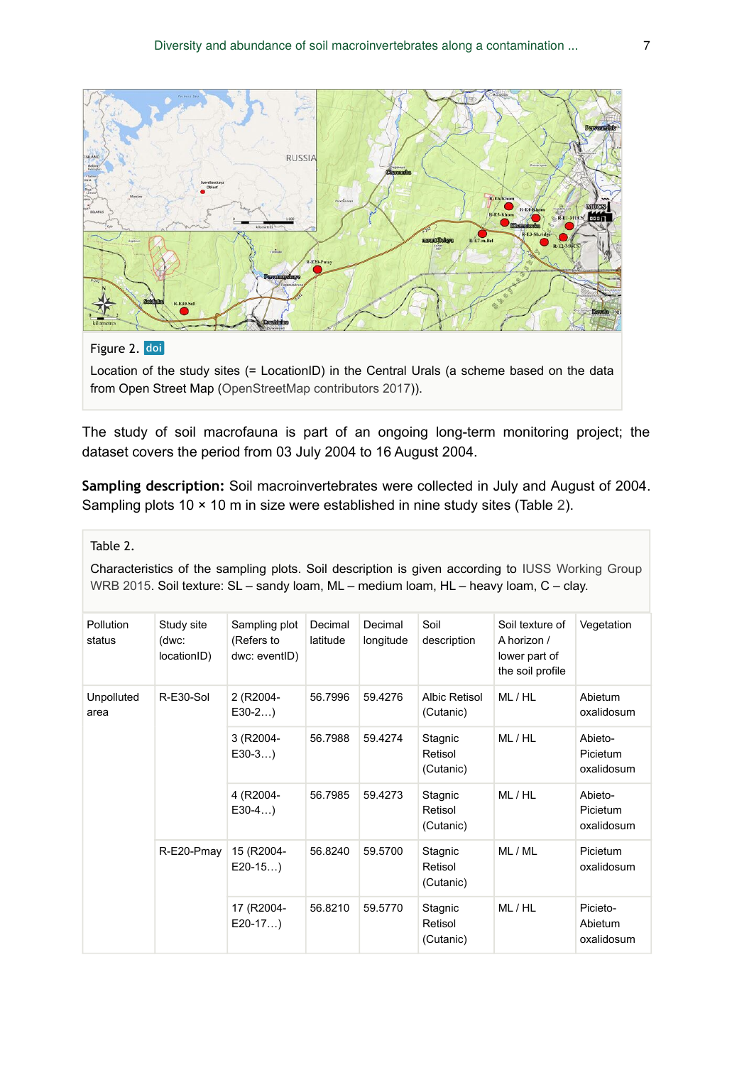Figure 2. doi

Location of the study sites (= LocationID) in the Central Urals (a scheme based on the data from Open Street Map (OpenStreetMap contributors 2017)).

The study of soil macrofauna is part of an ongoing long-term monitoring project; the dataset covers the period from 03 July 2004 to 16 August 2004.

**Sampling description:** Soil macroinvertebrates were collected in July and August of 2004. Sampling plots 10 × 10 m in size were established in nine study sites (Table 2).

Table 2.

Characteristics of the sampling plots. Soil description is given according to IUSS Working Group WRB 2015. Soil texture: SL – sandy loam, ML – medium loam, HL – heavy loam, C – clay.

| Pollution status | Study site (dwc: locationID) | Sampling plot (Refers to dwc: eventID) | Decimal latitude | Decimal longitude | Soil description | Soil texture of A horizon / lower part of the soil profile | Vegetation |
|---|---|---|---|---|---|---|---|
| Unpolluted area | R-E30-Sol | 2 (R2004-E30-2…) | 56.7996 | 59.4276 | Albic Retisol (Cutanic) | ML / HL | Abietum oxalidosum |
| | | 3 (R2004-E30-3…) | 56.7988 | 59.4274 | Stagnic Retisol (Cutanic) | ML / HL | Abieto-Picietum oxalidosum |
| | | 4 (R2004-E30-4…) | 56.7985 | 59.4273 | Stagnic Retisol (Cutanic) | ML / HL | Abieto-Picietum oxalidosum |
| | R-E20-Pmay | 15 (R2004-E20-15…) | 56.8240 | 59.5700 | Stagnic Retisol (Cutanic) | ML / ML | Picietum oxalidosum |
| | | 17 (R2004-E20-17…) | 56.8210 | 59.5770 | Stagnic Retisol (Cutanic) | ML / HL | Picieto-Abietum oxalidosum |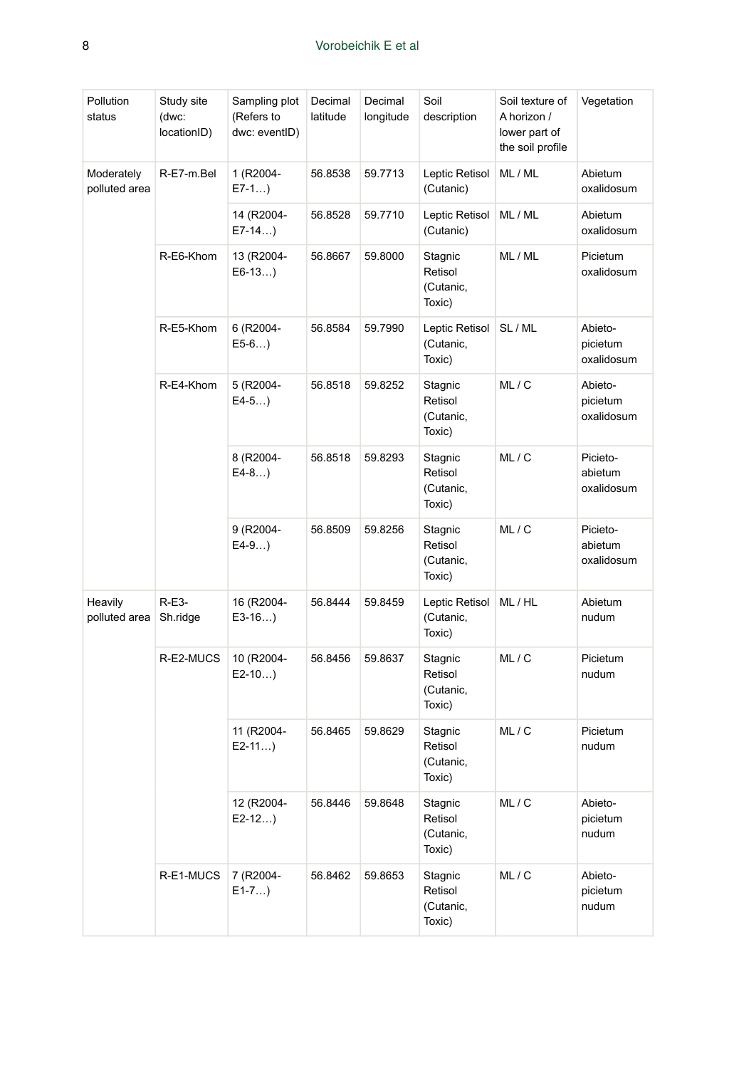| Pollution status | Study site (dwc: locationID) | Sampling plot (Refers to dwc: eventID) | Decimal latitude | Decimal longitude | Soil description | Soil texture of A horizon / lower part of the soil profile | Vegetation |
|---|---|---|---|---|---|---|---|
| Moderately polluted area | R-E7-m.Bel | 1 (R2004-E7-1…) | 56.8538 | 59.7713 | Leptic Retisol (Cutanic) | ML / ML | Abietum oxalidosum |
| | | 14 (R2004-E7-14…) | 56.8528 | 59.7710 | Leptic Retisol (Cutanic) | ML / ML | Abietum oxalidosum |
| | R-E6-Khom | 13 (R2004-E6-13…) | 56.8667 | 59.8000 | Stagnic Retisol (Cutanic, Toxic) | ML / ML | Picietum oxalidosum |
| | R-E5-Khom | 6 (R2004-E5-6…) | 56.8584 | 59.7990 | Leptic Retisol (Cutanic, Toxic) | SL / ML | Abieto-picietum oxalidosum |
| | R-E4-Khom | 5 (R2004-E4-5…) | 56.8518 | 59.8252 | Stagnic Retisol (Cutanic, Toxic) | ML / C | Abieto-picietum oxalidosum |
| | | 8 (R2004-E4-8…) | 56.8518 | 59.8293 | Stagnic Retisol (Cutanic, Toxic) | ML / C | Picieto-abietum oxalidosum |
| | | 9 (R2004-E4-9…) | 56.8509 | 59.8256 | Stagnic Retisol (Cutanic, Toxic) | ML / C | Picieto-abietum oxalidosum |
| Heavily polluted area | R-E3-Sh.ridge | 16 (R2004-E3-16…) | 56.8444 | 59.8459 | Leptic Retisol (Cutanic, Toxic) | ML / HL | Abietum nudum |
| | R-E2-MUCS | 10 (R2004-E2-10…) | 56.8456 | 59.8637 | Stagnic Retisol (Cutanic, Toxic) | ML / C | Picietum nudum |
| | | 11 (R2004-E2-11…) | 56.8465 | 59.8629 | Stagnic Retisol (Cutanic, Toxic) | ML / C | Picietum nudum |
| | | 12 (R2004-E2-12…) | 56.8446 | 59.8648 | Stagnic Retisol (Cutanic, Toxic) | ML / C | Abieto-picietum nudum |
| | R-E1-MUCS | 7 (R2004-E1-7…) | 56.8462 | 59.8653 | Stagnic Retisol (Cutanic, Toxic) | ML / C | Abieto-picietum nudum |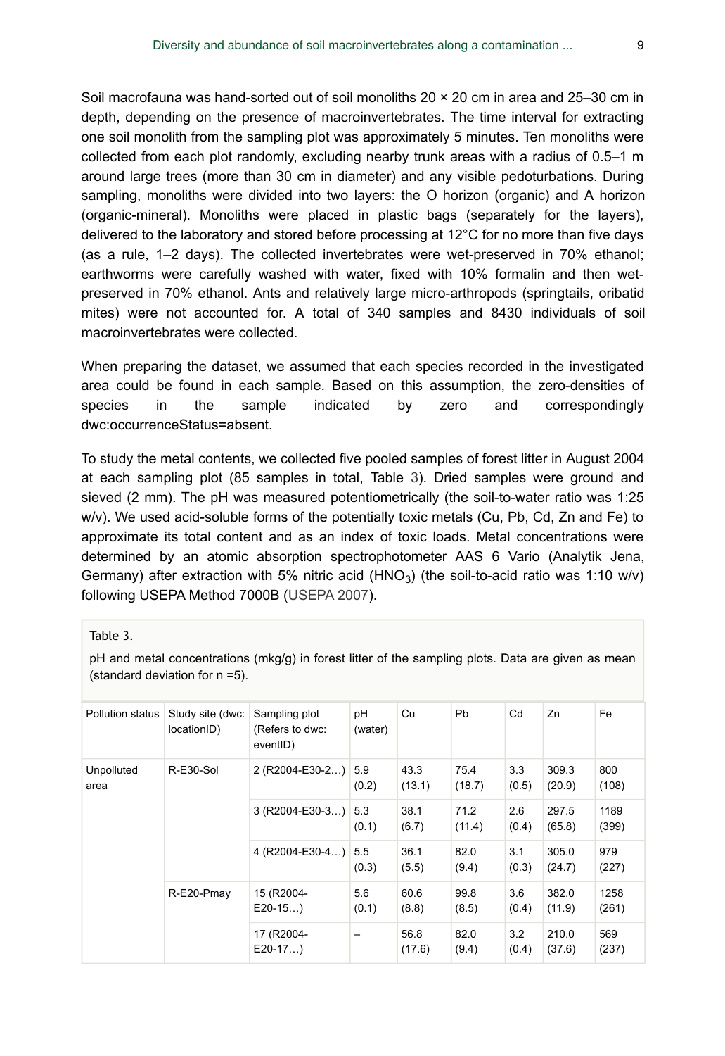Soil macrofauna was hand-sorted out of soil monoliths 20 × 20 cm in area and 25–30 cm in depth, depending on the presence of macroinvertebrates. The time interval for extracting one soil monolith from the sampling plot was approximately 5 minutes. Ten monoliths were collected from each plot randomly, excluding nearby trunk areas with a radius of 0.5–1 m around large trees (more than 30 cm in diameter) and any visible pedoturbations. During sampling, monoliths were divided into two layers: the O horizon (organic) and A horizon (organic-mineral). Monoliths were placed in plastic bags (separately for the layers), delivered to the laboratory and stored before processing at 12°C for no more than five days (as a rule, 1–2 days). The collected invertebrates were wet-preserved in 70% ethanol; earthworms were carefully washed with water, fixed with 10% formalin and then wet-preserved in 70% ethanol. Ants and relatively large micro-arthropods (springtails, oribatid mites) were not accounted for. A total of 340 samples and 8430 individuals of soil macroinvertebrates were collected.

When preparing the dataset, we assumed that each species recorded in the investigated area could be found in each sample. Based on this assumption, the zero-densities of species in the sample indicated by zero and correspondingly dwc:occurrenceStatus=absent.

To study the metal contents, we collected five pooled samples of forest litter in August 2004 at each sampling plot (85 samples in total, Table 3). Dried samples were ground and sieved (2 mm). The pH was measured potentiometrically (the soil-to-water ratio was 1:25 w/v). We used acid-soluble forms of the potentially toxic metals (Cu, Pb, Cd, Zn and Fe) to approximate its total content and as an index of toxic loads. Metal concentrations were determined by an atomic absorption spectrophotometer AAS 6 Vario (Analytik Jena, Germany) after extraction with 5% nitric acid ($HNO_3$) (the soil-to-acid ratio was 1:10 w/v) following USEPA Method 7000B (USEPA 2007).

Table 3.

pH and metal concentrations (mkg/g) in forest litter of the sampling plots. Data are given as mean (standard deviation for n =5).

| Pollution status | Study site (dwc: locationID) | Sampling plot (Refers to dwc: eventID) | pH (water) | Cu | Pb | Cd | Zn | Fe |
|---|---|---|---|---|---|---|---|---|
| Unpolluted area | R-E30-Sol | 2 (R2004-E30-2…) | 5.9 (0.2) | 43.3 (13.1) | 75.4 (18.7) | 3.3 (0.5) | 309.3 (20.9) | 800 (108) |
| | | 3 (R2004-E30-3…) | 5.3 (0.1) | 38.1 (6.7) | 71.2 (11.4) | 2.6 (0.4) | 297.5 (65.8) | 1189 (399) |
| | | 4 (R2004-E30-4…) | 5.5 (0.3) | 36.1 (5.5) | 82.0 (9.4) | 3.1 (0.3) | 305.0 (24.7) | 979 (227) |
| | R-E20-Pmay | 15 (R2004-E20-15…) | 5.6 (0.1) | 60.6 (8.8) | 99.8 (8.5) | 3.6 (0.4) | 382.0 (11.9) | 1258 (261) |
| | | 17 (R2004-E20-17…) | – | 56.8 (17.6) | 82.0 (9.4) | 3.2 (0.4) | 210.0 (37.6) | 569 (237) |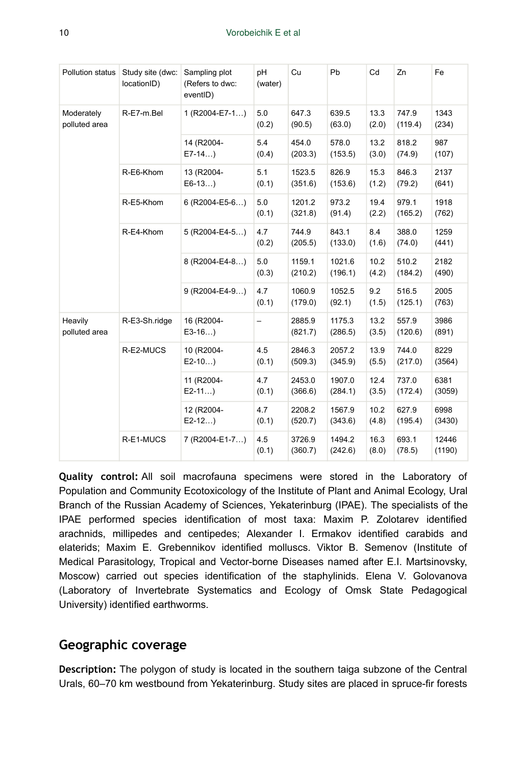| Pollution status | Study site (dwc: locationID) | Sampling plot (Refers to dwc: eventID) | pH (water) | Cu | Pb | Cd | Zn | Fe |
|---|---|---|---|---|---|---|---|---|
| Moderately polluted area | R-E7-m.Bel | 1 (R2004-E7-1…) | 5.0 (0.2) | 647.3 (90.5) | 639.5 (63.0) | 13.3 (2.0) | 747.9 (119.4) | 1343 (234) |
| | | 14 (R2004-E7-14…) | 5.4 (0.4) | 454.0 (203.3) | 578.0 (153.5) | 13.2 (3.0) | 818.2 (74.9) | 987 (107) |
| | R-E6-Khom | 13 (R2004-E6-13…) | 5.1 (0.1) | 1523.5 (351.6) | 826.9 (153.6) | 15.3 (1.2) | 846.3 (79.2) | 2137 (641) |
| | R-E5-Khom | 6 (R2004-E5-6…) | 5.0 (0.1) | 1201.2 (321.8) | 973.2 (91.4) | 19.4 (2.2) | 979.1 (165.2) | 1918 (762) |
| | R-E4-Khom | 5 (R2004-E4-5…) | 4.7 (0.2) | 744.9 (205.5) | 843.1 (133.0) | 8.4 (1.6) | 388.0 (74.0) | 1259 (441) |
| | | 8 (R2004-E4-8…) | 5.0 (0.3) | 1159.1 (210.2) | 1021.6 (196.1) | 10.2 (4.2) | 510.2 (184.2) | 2182 (490) |
| | | 9 (R2004-E4-9…) | 4.7 (0.1) | 1060.9 (179.0) | 1052.5 (92.1) | 9.2 (1.5) | 516.5 (125.1) | 2005 (763) |
| Heavily polluted area | R-E3-Sh.ridge | 16 (R2004-E3-16…) | – | 2885.9 (821.7) | 1175.3 (286.5) | 13.2 (3.5) | 557.9 (120.6) | 3986 (891) |
| | R-E2-MUCS | 10 (R2004-E2-10…) | 4.5 (0.1) | 2846.3 (509.3) | 2057.2 (345.9) | 13.9 (5.5) | 744.0 (217.0) | 8229 (3564) |
| | | 11 (R2004-E2-11…) | 4.7 (0.1) | 2453.0 (366.6) | 1907.0 (284.1) | 12.4 (3.5) | 737.0 (172.4) | 6381 (3059) |
| | | 12 (R2004-E2-12…) | 4.7 (0.1) | 2208.2 (520.7) | 1567.9 (343.6) | 10.2 (4.8) | 627.9 (195.4) | 6998 (3430) |
| | R-E1-MUCS | 7 (R2004-E1-7…) | 4.5 (0.1) | 3726.9 (360.7) | 1494.2 (242.6) | 16.3 (8.0) | 693.1 (78.5) | 12446 (1190) |

**Quality control:** All soil macrofauna specimens were stored in the Laboratory of Population and Community Ecotoxicology of the Institute of Plant and Animal Ecology, Ural Branch of the Russian Academy of Sciences, Yekaterinburg (IPAE). The specialists of the IPAE performed species identification of most taxa: Maxim P. Zolotarev identified arachnids, millipedes and centipedes; Alexander I. Ermakov identified carabids and elaterids; Maxim E. Grebennikov identified molluscs. Viktor B. Semenov (Institute of Medical Parasitology, Tropical and Vector-borne Diseases named after E.I. Martsinovsky, Moscow) carried out species identification of the staphylinids. Elena V. Golovanova (Laboratory of Invertebrate Systematics and Ecology of Omsk State Pedagogical University) identified earthworms.

## Geographic coverage

**Description:** The polygon of study is located in the southern taiga subzone of the Central Urals, 60–70 km westbound from Yekaterinburg. Study sites are placed in spruce-fir forests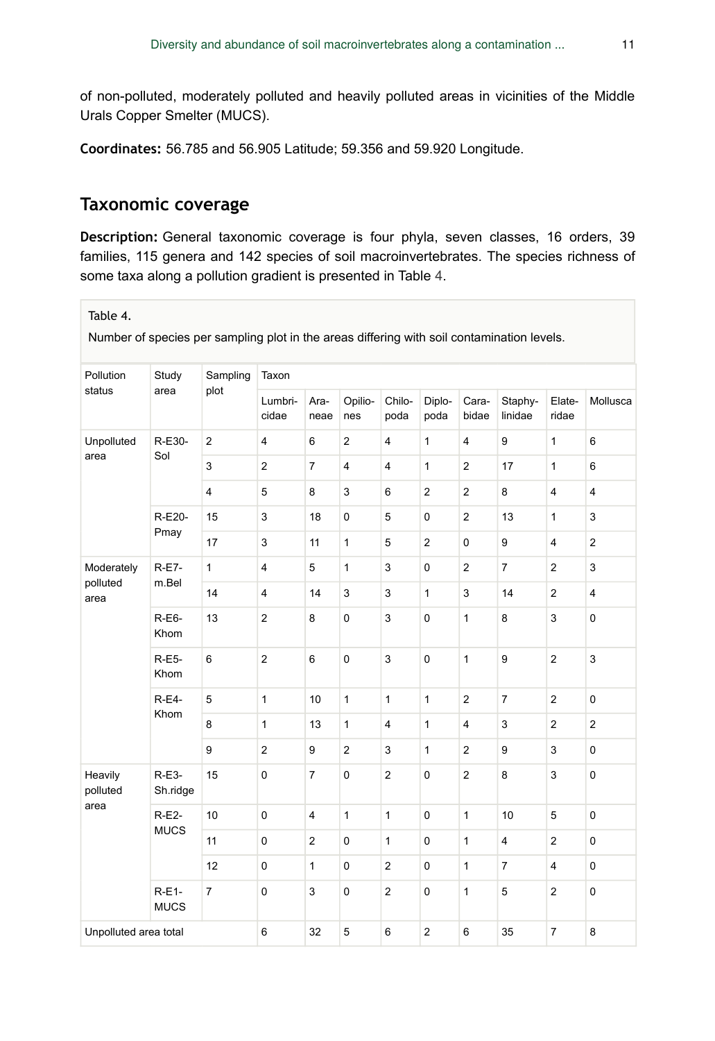of non-polluted, moderately polluted and heavily polluted areas in vicinities of the Middle Urals Copper Smelter (MUCS).

**Coordinates:** 56.785 and 56.905 Latitude; 59.356 and 59.920 Longitude.

## Taxonomic coverage

**Description:** General taxonomic coverage is four phyla, seven classes, 16 orders, 39 families, 115 genera and 142 species of soil macroinvertebrates. The species richness of some taxa along a pollution gradient is presented in Table 4.

Table 4.

Number of species per sampling plot in the areas differing with soil contamination levels.

| Pollution status | Study area | Sampling plot | Taxon | | | | | | | | |
|---|---|---|---|---|---|---|---|---|---|---|---|
| | | | Lumbricidae | Araneae | Opiliones | Chilopoda | Diplopoda | Carabidae | Staphylinidae | Elateridae | Mollusca |
| Unpolluted area | R-E30-Sol | 2 | 4 | 6 | 2 | 4 | 1 | 4 | 9 | 1 | 6 |
| | | 3 | 2 | 7 | 4 | 4 | 1 | 2 | 17 | 1 | 6 |
| | | 4 | 5 | 8 | 3 | 6 | 2 | 2 | 8 | 4 | 4 |
| | R-E20-Pmay | 15 | 3 | 18 | 0 | 5 | 0 | 2 | 13 | 1 | 3 |
| | | 17 | 3 | 11 | 1 | 5 | 2 | 0 | 9 | 4 | 2 |
| Moderately polluted area | R-E7-m.Bel | 1 | 4 | 5 | 1 | 3 | 0 | 2 | 7 | 2 | 3 |
| | | 14 | 4 | 14 | 3 | 3 | 1 | 3 | 14 | 2 | 4 |
| | R-E6-Khom | 13 | 2 | 8 | 0 | 3 | 0 | 1 | 8 | 3 | 0 |
| | R-E5-Khom | 6 | 2 | 6 | 0 | 3 | 0 | 1 | 9 | 2 | 3 |
| | R-E4-Khom | 5 | 1 | 10 | 1 | 1 | 1 | 2 | 7 | 2 | 0 |
| | | 8 | 1 | 13 | 1 | 4 | 1 | 4 | 3 | 2 | 2 |
| | | 9 | 2 | 9 | 2 | 3 | 1 | 2 | 9 | 3 | 0 |
| Heavily polluted area | R-E3-Sh.ridge | 15 | 0 | 7 | 0 | 2 | 0 | 2 | 8 | 3 | 0 |
| | R-E2-MUCS | 10 | 0 | 4 | 1 | 1 | 0 | 1 | 10 | 5 | 0 |
| | | 11 | 0 | 2 | 0 | 1 | 0 | 1 | 4 | 2 | 0 |
| | | 12 | 0 | 1 | 0 | 2 | 0 | 1 | 7 | 4 | 0 |
| | R-E1-MUCS | 7 | 0 | 3 | 0 | 2 | 0 | 1 | 5 | 2 | 0 |
| Unpolluted area total | | | 6 | 32 | 5 | 6 | 2 | 6 | 35 | 7 | 8 |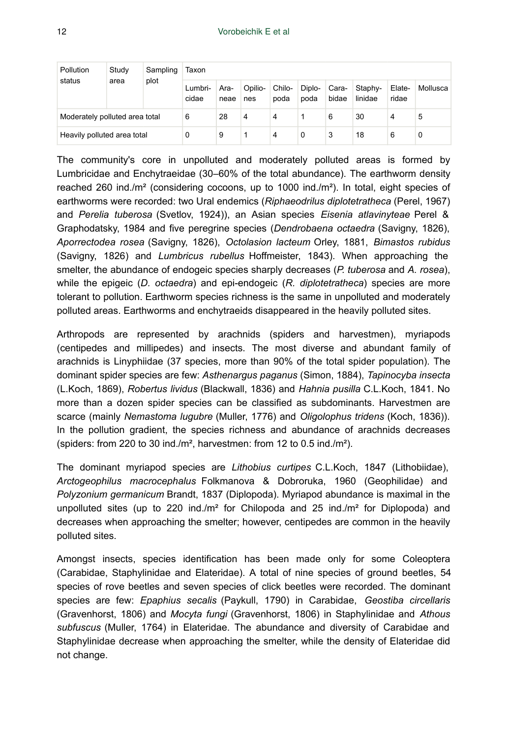| Pollution status | Study area | Sampling plot | Taxon | | | | | | | | |
|---|---|---|---|---|---|---|---|---|---|---|---|
| | | | Lumbricidae | Araneae | Opiliones | Chilopoda | Diplopoda | Carabidae | Staphylinidae | Elateridae | Mollusca |
| Moderately polluted area total | | | 6 | 28 | 4 | 4 | 1 | 6 | 30 | 4 | 5 |
| Heavily polluted area total | | | 0 | 9 | 1 | 4 | 0 | 3 | 18 | 6 | 0 |

The community's core in unpolluted and moderately polluted areas is formed by Lumbricidae and Enchytraeidae (30–60% of the total abundance). The earthworm density reached 260 ind./m² (considering cocoons, up to 1000 ind./m²). In total, eight species of earthworms were recorded: two Ural endemics (*Riphaeodrilus diplotetratheca* (Perel, 1967) and *Perelia tuberosa* (Svetlov, 1924)), an Asian species *Eisenia atlavinyteae* Perel & Graphodatsky, 1984 and five peregrine species (*Dendrobaena octaedra* (Savigny, 1826), *Aporrectodea rosea* (Savigny, 1826), *Octolasion lacteum* Orley, 1881, *Bimastos rubidus* (Savigny, 1826) and *Lumbricus rubellus* Hoffmeister, 1843). When approaching the smelter, the abundance of endogeic species sharply decreases (*P. tuberosa* and *A. rosea*), while the epigeic (*D. octaedra*) and epi-endogeic (*R. diplotetratheca*) species are more tolerant to pollution. Earthworm species richness is the same in unpolluted and moderately polluted areas. Earthworms and enchytraeids disappeared in the heavily polluted sites.

Arthropods are represented by arachnids (spiders and harvestmen), myriapods (centipedes and millipedes) and insects. The most diverse and abundant family of arachnids is Linyphiidae (37 species, more than 90% of the total spider population). The dominant spider species are few: *Asthenargus paganus* (Simon, 1884), *Tapinocyba insecta* (L.Koch, 1869), *Robertus lividus* (Blackwall, 1836) and *Hahnia pusilla* C.L.Koch, 1841. No more than a dozen spider species can be classified as subdominants. Harvestmen are scarce (mainly *Nemastoma lugubre* (Muller, 1776) and *Oligolophus tridens* (Koch, 1836)). In the pollution gradient, the species richness and abundance of arachnids decreases (spiders: from 220 to 30 ind./m², harvestmen: from 12 to 0.5 ind./m²).

The dominant myriapod species are *Lithobius curtipes* C.L.Koch, 1847 (Lithobiidae), *Arctogeophilus macrocephalus* Folkmanova & Dobroruka, 1960 (Geophilidae) and *Polyzonium germanicum* Brandt, 1837 (Diplopoda). Myriapod abundance is maximal in the unpolluted sites (up to 220 ind./m² for Chilopoda and 25 ind./m² for Diplopoda) and decreases when approaching the smelter; however, centipedes are common in the heavily polluted sites.

Amongst insects, species identification has been made only for some Coleoptera (Carabidae, Staphylinidae and Elateridae). A total of nine species of ground beetles, 54 species of rove beetles and seven species of click beetles were recorded. The dominant species are few: *Epaphius secalis* (Paykull, 1790) in Carabidae, *Geostiba circellaris* (Gravenhorst, 1806) and *Mocyta fungi* (Gravenhorst, 1806) in Staphylinidae and *Athous subfuscus* (Muller, 1764) in Elateridae. The abundance and diversity of Carabidae and Staphylinidae decrease when approaching the smelter, while the density of Elateridae did not change.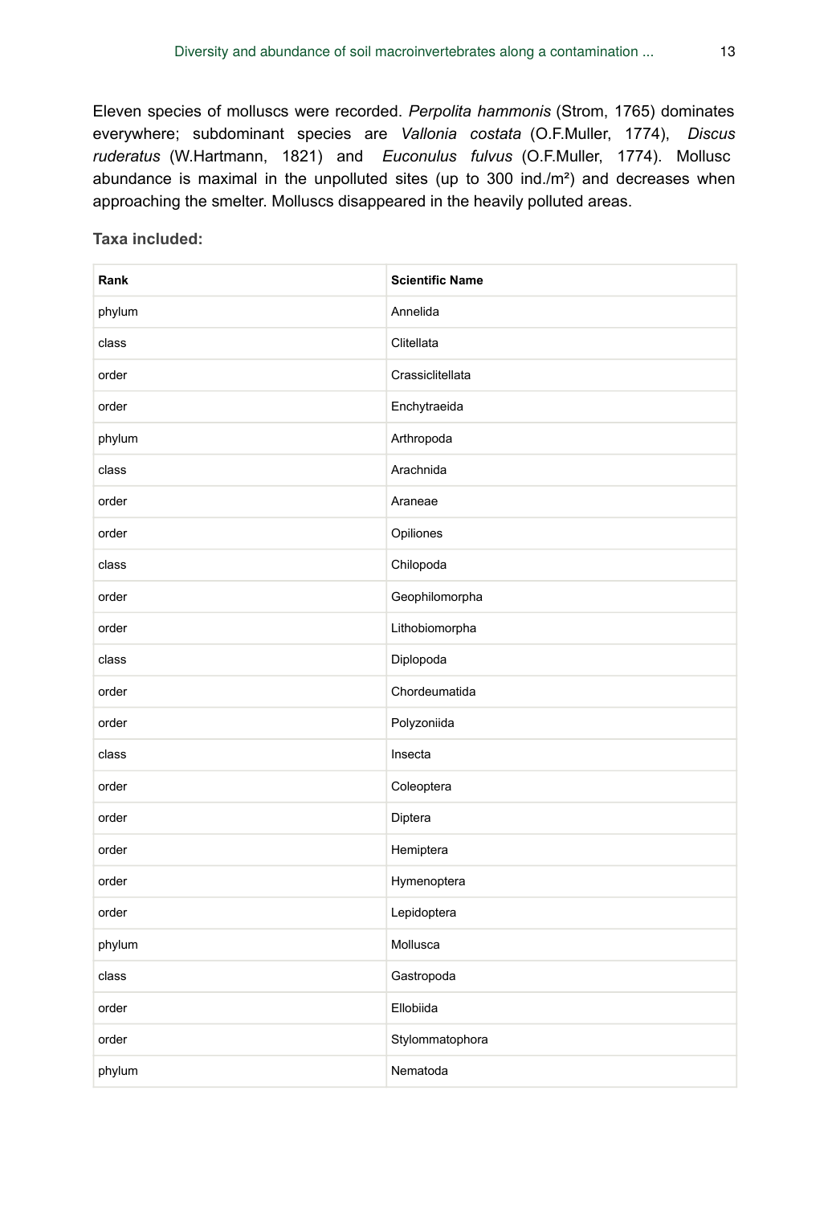Eleven species of molluscs were recorded. *Perpolita hammonis* (Strom, 1765) dominates everywhere; subdominant species are *Vallonia costata* (O.F.Muller, 1774), *Discus ruderatus* (W.Hartmann, 1821) and *Euconulus fulvus* (O.F.Muller, 1774). Mollusc abundance is maximal in the unpolluted sites (up to 300 ind./m²) and decreases when approaching the smelter. Molluscs disappeared in the heavily polluted areas.

**Taxa included:**

| Rank | Scientific Name |
|---|---|
| phylum | Annelida |
| class | Clitellata |
| order | Crassiclitellata |
| order | Enchytraeida |
| phylum | Arthropoda |
| class | Arachnida |
| order | Araneae |
| order | Opiliones |
| class | Chilopoda |
| order | Geophilomorpha |
| order | Lithobiomorpha |
| class | Diplopoda |
| order | Chordeumatida |
| order | Polyzoniida |
| class | Insecta |
| order | Coleoptera |
| order | Diptera |
| order | Hemiptera |
| order | Hymenoptera |
| order | Lepidoptera |
| phylum | Mollusca |
| class | Gastropoda |
| order | Ellobiida |
| order | Stylommatophora |
| phylum | Nematoda |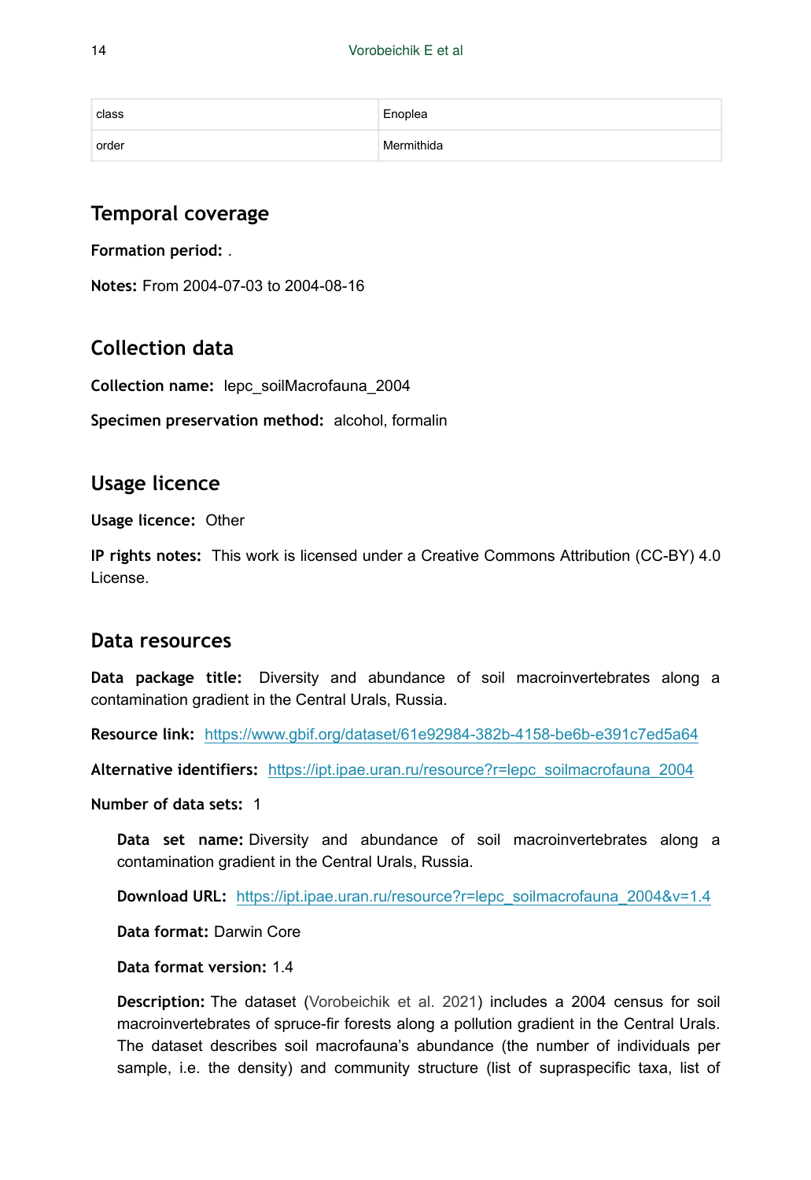| class | Enoplea |
|---|---|
| order | Mermithida |

## Temporal coverage

**Formation period:** .

**Notes:** From 2004-07-03 to 2004-08-16

## Collection data

**Collection name:** lepc_soilMacrofauna_2004

**Specimen preservation method:** alcohol, formalin

## Usage licence

**Usage licence:** Other

**IP rights notes:** This work is licensed under a Creative Commons Attribution (CC-BY) 4.0 License.

## Data resources

**Data package title:** Diversity and abundance of soil macroinvertebrates along a contamination gradient in the Central Urals, Russia.

**Resource link:** https://www.gbif.org/dataset/61e92984-382b-4158-be6b-e391c7ed5a64

**Alternative identifiers:** https://ipt.ipae.uran.ru/resource?r=lepc_soilmacrofauna_2004

**Number of data sets:** 1

> **Data set name:** Diversity and abundance of soil macroinvertebrates along a contamination gradient in the Central Urals, Russia.
>
> **Download URL:** https://ipt.ipae.uran.ru/resource?r=lepc_soilmacrofauna_2004&v=1.4
>
> **Data format:** Darwin Core
>
> **Data format version:** 1.4
>
> **Description:** The dataset (Vorobeichik et al. 2021) includes a 2004 census for soil macroinvertebrates of spruce-fir forests along a pollution gradient in the Central Urals. The dataset describes soil macrofauna's abundance (the number of individuals per sample, i.e. the density) and community structure (list of supraspecific taxa, list of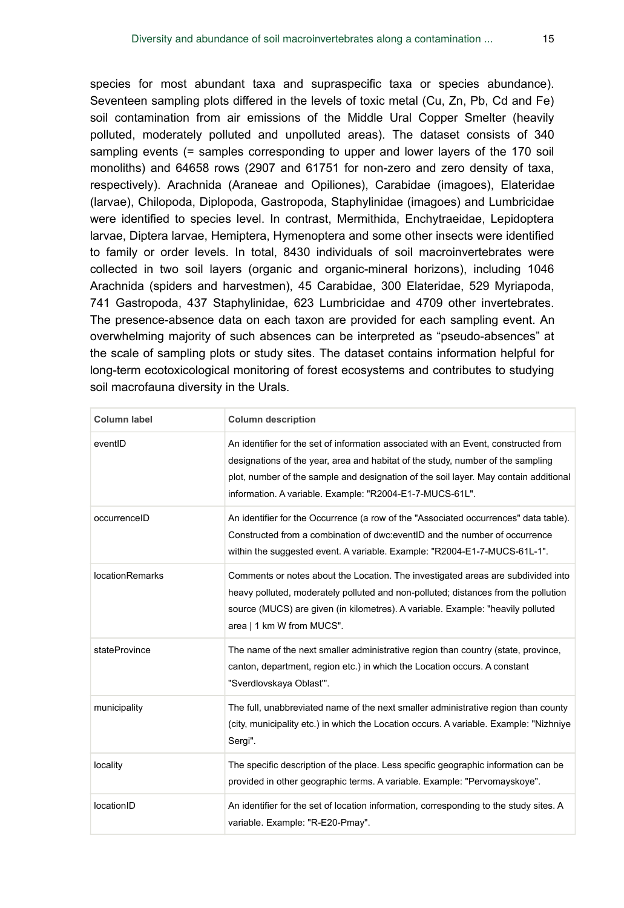species for most abundant taxa and supraspecific taxa or species abundance). Seventeen sampling plots differed in the levels of toxic metal (Cu, Zn, Pb, Cd and Fe) soil contamination from air emissions of the Middle Ural Copper Smelter (heavily polluted, moderately polluted and unpolluted areas). The dataset consists of 340 sampling events (= samples corresponding to upper and lower layers of the 170 soil monoliths) and 64658 rows (2907 and 61751 for non-zero and zero density of taxa, respectively). Arachnida (Araneae and Opiliones), Carabidae (imagoes), Elateridae (larvae), Chilopoda, Diplopoda, Gastropoda, Staphylinidae (imagoes) and Lumbricidae were identified to species level. In contrast, Mermithida, Enchytraeidae, Lepidoptera larvae, Diptera larvae, Hemiptera, Hymenoptera and some other insects were identified to family or order levels. In total, 8430 individuals of soil macroinvertebrates were collected in two soil layers (organic and organic-mineral horizons), including 1046 Arachnida (spiders and harvestmen), 45 Carabidae, 300 Elateridae, 529 Myriapoda, 741 Gastropoda, 437 Staphylinidae, 623 Lumbricidae and 4709 other invertebrates. The presence-absence data on each taxon are provided for each sampling event. An overwhelming majority of such absences can be interpreted as "pseudo-absences" at the scale of sampling plots or study sites. The dataset contains information helpful for long-term ecotoxicological monitoring of forest ecosystems and contributes to studying soil macrofauna diversity in the Urals.

| Column label | Column description |
|---|---|
| eventID | An identifier for the set of information associated with an Event, constructed from designations of the year, area and habitat of the study, number of the sampling plot, number of the sample and designation of the soil layer. May contain additional information. A variable. Example: "R2004-E1-7-MUCS-61L". |
| occurrenceID | An identifier for the Occurrence (a row of the "Associated occurrences" data table). Constructed from a combination of dwc:eventID and the number of occurrence within the suggested event. A variable. Example: "R2004-E1-7-MUCS-61L-1". |
| locationRemarks | Comments or notes about the Location. The investigated areas are subdivided into heavy polluted, moderately polluted and non-polluted; distances from the pollution source (MUCS) are given (in kilometres). A variable. Example: "heavily polluted area \| 1 km W from MUCS". |
| stateProvince | The name of the next smaller administrative region than country (state, province, canton, department, region etc.) in which the Location occurs. A constant "Sverdlovskaya Oblast'". |
| municipality | The full, unabbreviated name of the next smaller administrative region than county (city, municipality etc.) in which the Location occurs. A variable. Example: "Nizhniye Sergi". |
| locality | The specific description of the place. Less specific geographic information can be provided in other geographic terms. A variable. Example: "Pervomayskoye". |
| locationID | An identifier for the set of location information, corresponding to the study sites. A variable. Example: "R-E20-Pmay". |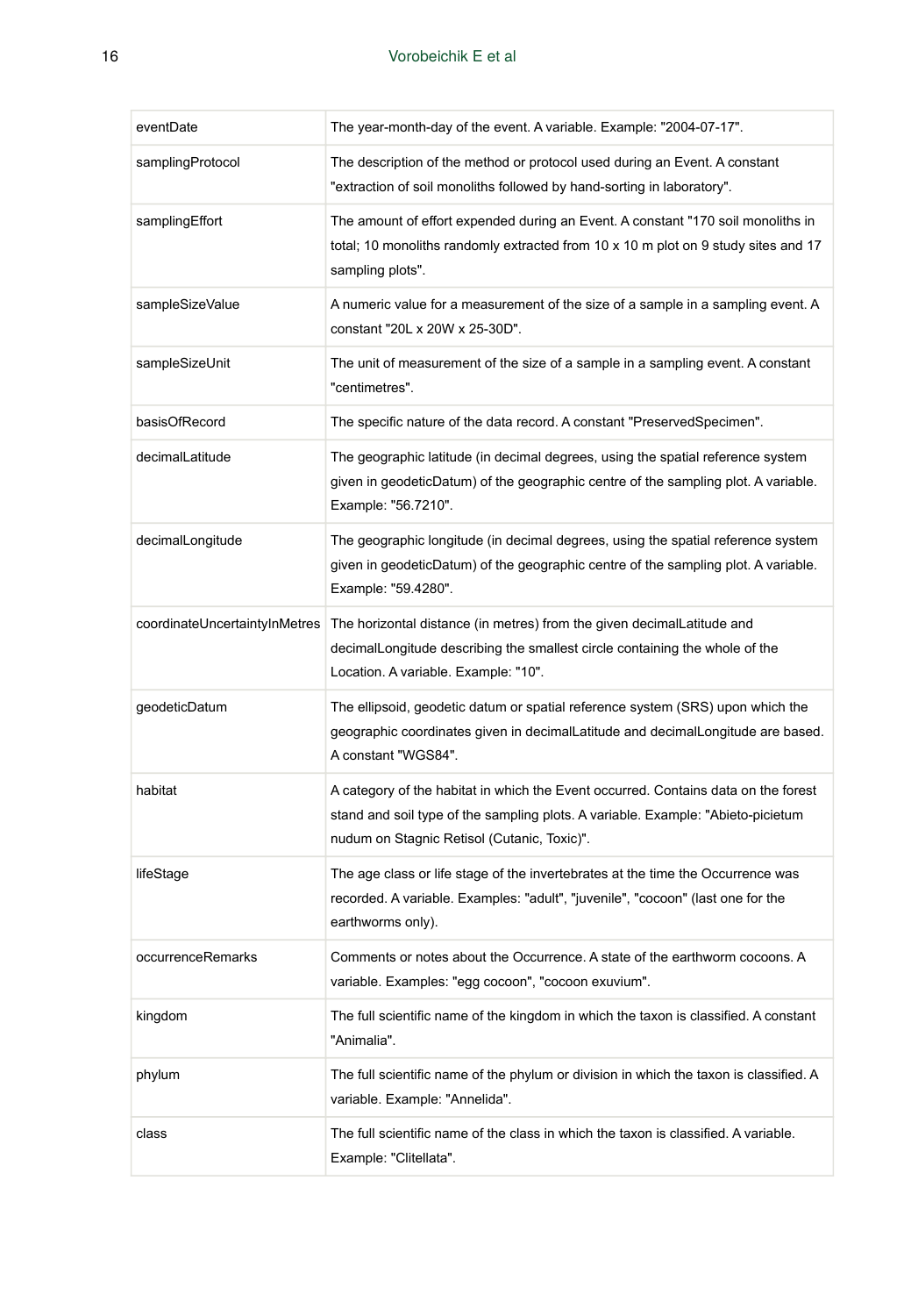| | |
|---|---|
| eventDate | The year-month-day of the event. A variable. Example: "2004-07-17". |
| samplingProtocol | The description of the method or protocol used during an Event. A constant "extraction of soil monoliths followed by hand-sorting in laboratory". |
| samplingEffort | The amount of effort expended during an Event. A constant "170 soil monoliths in total; 10 monoliths randomly extracted from 10 x 10 m plot on 9 study sites and 17 sampling plots". |
| sampleSizeValue | A numeric value for a measurement of the size of a sample in a sampling event. A constant "20L x 20W x 25-30D". |
| sampleSizeUnit | The unit of measurement of the size of a sample in a sampling event. A constant "centimetres". |
| basisOfRecord | The specific nature of the data record. A constant "PreservedSpecimen". |
| decimalLatitude | The geographic latitude (in decimal degrees, using the spatial reference system given in geodeticDatum) of the geographic centre of the sampling plot. A variable. Example: "56.7210". |
| decimalLongitude | The geographic longitude (in decimal degrees, using the spatial reference system given in geodeticDatum) of the geographic centre of the sampling plot. A variable. Example: "59.4280". |
| coordinateUncertaintyInMetres | The horizontal distance (in metres) from the given decimalLatitude and decimalLongitude describing the smallest circle containing the whole of the Location. A variable. Example: "10". |
| geodeticDatum | The ellipsoid, geodetic datum or spatial reference system (SRS) upon which the geographic coordinates given in decimalLatitude and decimalLongitude are based. A constant "WGS84". |
| habitat | A category of the habitat in which the Event occurred. Contains data on the forest stand and soil type of the sampling plots. A variable. Example: "Abieto-picietum nudum on Stagnic Retisol (Cutanic, Toxic)". |
| lifeStage | The age class or life stage of the invertebrates at the time the Occurrence was recorded. A variable. Examples: "adult", "juvenile", "cocoon" (last one for the earthworms only). |
| occurrenceRemarks | Comments or notes about the Occurrence. A state of the earthworm cocoons. A variable. Examples: "egg cocoon", "cocoon exuvium". |
| kingdom | The full scientific name of the kingdom in which the taxon is classified. A constant "Animalia". |
| phylum | The full scientific name of the phylum or division in which the taxon is classified. A variable. Example: "Annelida". |
| class | The full scientific name of the class in which the taxon is classified. A variable. Example: "Clitellata". |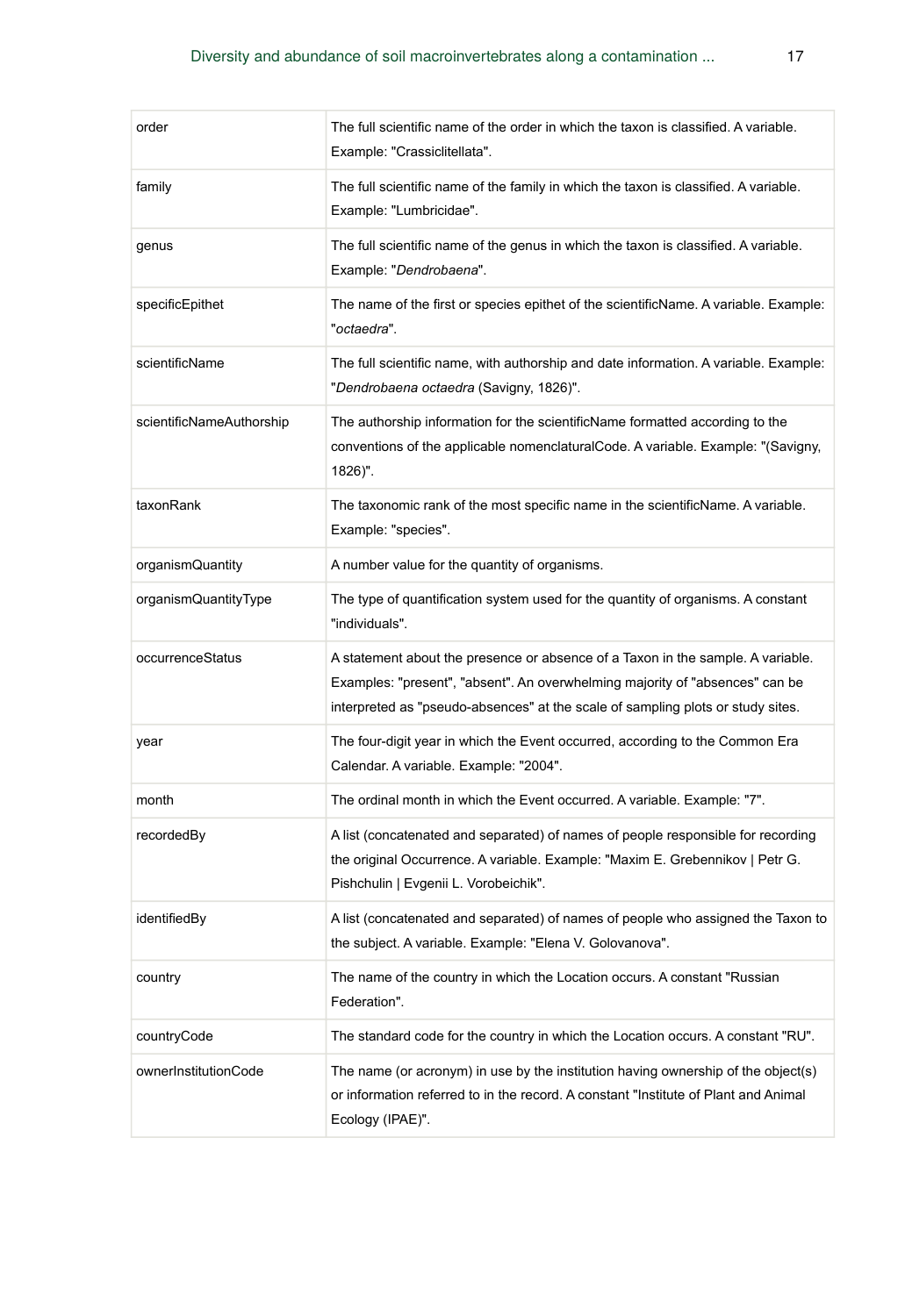| order | The full scientific name of the order in which the taxon is classified. A variable. Example: "Crassiclitellata". |
|---|---|
| family | The full scientific name of the family in which the taxon is classified. A variable. Example: "Lumbricidae". |
| genus | The full scientific name of the genus in which the taxon is classified. A variable. Example: "*Dendrobaena*". |
| specificEpithet | The name of the first or species epithet of the scientificName. A variable. Example: "*octaedra*". |
| scientificName | The full scientific name, with authorship and date information. A variable. Example: "*Dendrobaena octaedra* (Savigny, 1826)". |
| scientificNameAuthorship | The authorship information for the scientificName formatted according to the conventions of the applicable nomenclaturalCode. A variable. Example: "(Savigny, 1826)". |
| taxonRank | The taxonomic rank of the most specific name in the scientificName. A variable. Example: "species". |
| organismQuantity | A number value for the quantity of organisms. |
| organismQuantityType | The type of quantification system used for the quantity of organisms. A constant "individuals". |
| occurrenceStatus | A statement about the presence or absence of a Taxon in the sample. A variable. Examples: "present", "absent". An overwhelming majority of "absences" can be interpreted as "pseudo-absences" at the scale of sampling plots or study sites. |
| year | The four-digit year in which the Event occurred, according to the Common Era Calendar. A variable. Example: "2004". |
| month | The ordinal month in which the Event occurred. A variable. Example: "7". |
| recordedBy | A list (concatenated and separated) of names of people responsible for recording the original Occurrence. A variable. Example: "Maxim E. Grebennikov \| Petr G. Pishchulin \| Evgenii L. Vorobeichik". |
| identifiedBy | A list (concatenated and separated) of names of people who assigned the Taxon to the subject. A variable. Example: "Elena V. Golovanova". |
| country | The name of the country in which the Location occurs. A constant "Russian Federation". |
| countryCode | The standard code for the country in which the Location occurs. A constant "RU". |
| ownerInstitutionCode | The name (or acronym) in use by the institution having ownership of the object(s) or information referred to in the record. A constant "Institute of Plant and Animal Ecology (IPAE)". |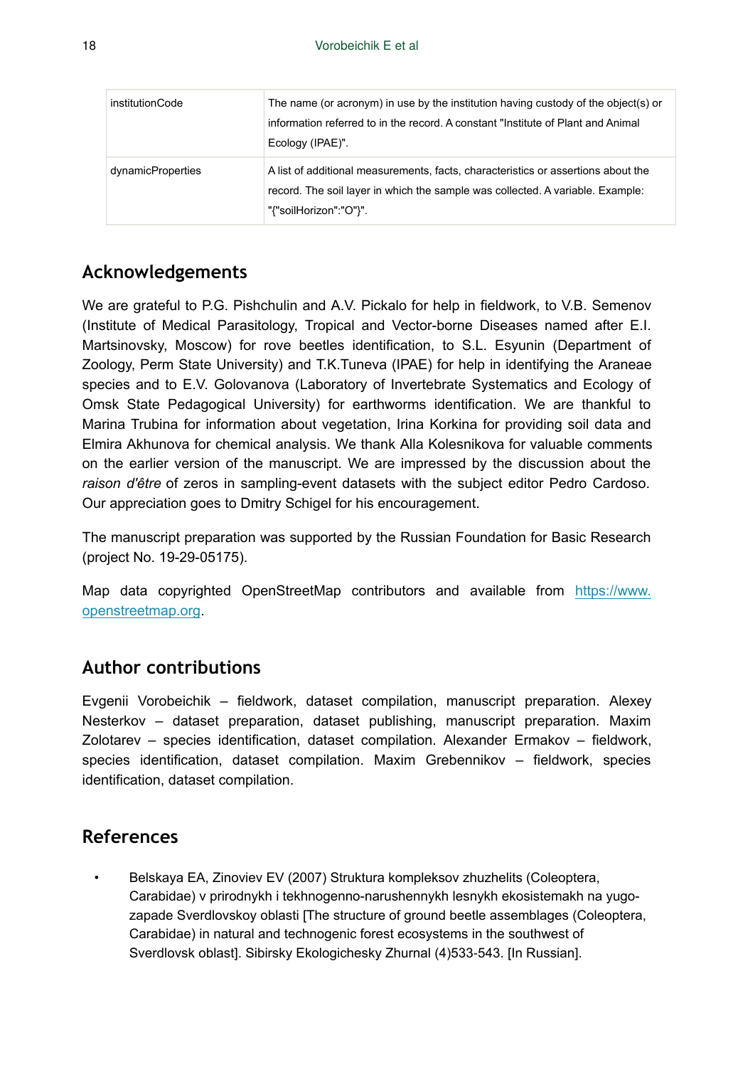| institutionCode | The name (or acronym) in use by the institution having custody of the object(s) or information referred to in the record. A constant "Institute of Plant and Animal Ecology (IPAE)". |
|---|---|
| dynamicProperties | A list of additional measurements, facts, characteristics or assertions about the record. The soil layer in which the sample was collected. A variable. Example: "{"soilHorizon":"O"}". |

## Acknowledgements

We are grateful to P.G. Pishchulin and A.V. Pickalo for help in fieldwork, to V.B. Semenov (Institute of Medical Parasitology, Tropical and Vector-borne Diseases named after E.I. Martsinovsky, Moscow) for rove beetles identification, to S.L. Esyunin (Department of Zoology, Perm State University) and T.K.Tuneva (IPAE) for help in identifying the Araneae species and to E.V. Golovanova (Laboratory of Invertebrate Systematics and Ecology of Omsk State Pedagogical University) for earthworms identification. We are thankful to Marina Trubina for information about vegetation, Irina Korkina for providing soil data and Elmira Akhunova for chemical analysis. We thank Alla Kolesnikova for valuable comments on the earlier version of the manuscript. We are impressed by the discussion about the *raison d'être* of zeros in sampling-event datasets with the subject editor Pedro Cardoso. Our appreciation goes to Dmitry Schigel for his encouragement.

The manuscript preparation was supported by the Russian Foundation for Basic Research (project No. 19-29-05175).

Map data copyrighted OpenStreetMap contributors and available from [https://www.openstreetmap.org](https://www.openstreetmap.org).

## Author contributions

Evgenii Vorobeichik – fieldwork, dataset compilation, manuscript preparation. Alexey Nesterkov – dataset preparation, dataset publishing, manuscript preparation. Maxim Zolotarev – species identification, dataset compilation. Alexander Ermakov – fieldwork, species identification, dataset compilation. Maxim Grebennikov – fieldwork, species identification, dataset compilation.

## References

- Belskaya EA, Zinoviev EV (2007) Struktura kompleksov zhuzhelits (Coleoptera, Carabidae) v prirodnykh i tekhnogenno-narushennykh lesnykh ekosistemakh na yugo-zapade Sverdlovskoy oblasti [The structure of ground beetle assemblages (Coleoptera, Carabidae) in natural and technogenic forest ecosystems in the southwest of Sverdlovsk oblast]. Sibirsky Ekologichesky Zhurnal (4)533-543. [In Russian].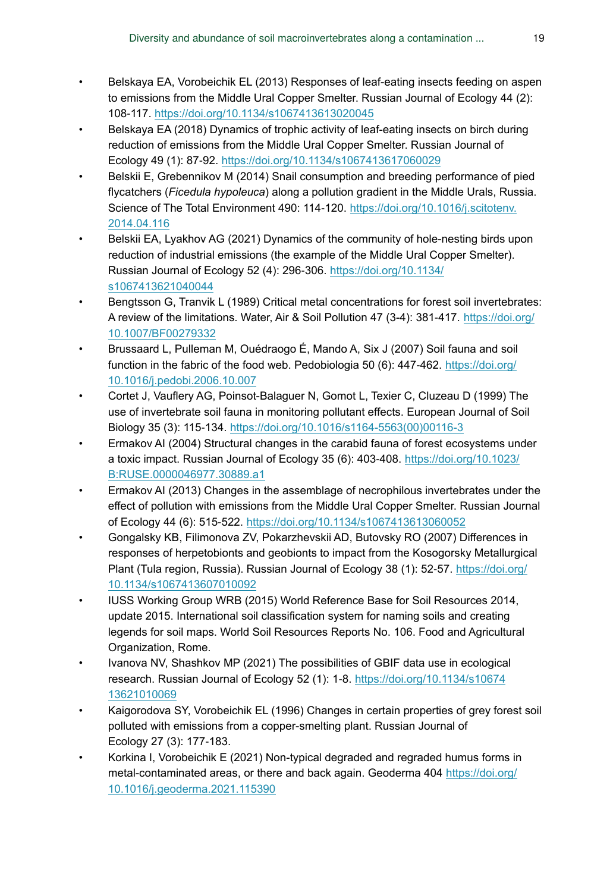- Belskaya EA, Vorobeichik EL (2013) Responses of leaf-eating insects feeding on aspen to emissions from the Middle Ural Copper Smelter. Russian Journal of Ecology 44 (2): 108-117. https://doi.org/10.1134/s1067413613020045
- Belskaya EA (2018) Dynamics of trophic activity of leaf-eating insects on birch during reduction of emissions from the Middle Ural Copper Smelter. Russian Journal of Ecology 49 (1): 87-92. https://doi.org/10.1134/s1067413617060029
- Belskii E, Grebennikov M (2014) Snail consumption and breeding performance of pied flycatchers (*Ficedula hypoleuca*) along a pollution gradient in the Middle Urals, Russia. Science of The Total Environment 490: 114-120. https://doi.org/10.1016/j.scitotenv.2014.04.116
- Belskii EA, Lyakhov AG (2021) Dynamics of the community of hole-nesting birds upon reduction of industrial emissions (the example of the Middle Ural Copper Smelter). Russian Journal of Ecology 52 (4): 296-306. https://doi.org/10.1134/s1067413621040044
- Bengtsson G, Tranvik L (1989) Critical metal concentrations for forest soil invertebrates: A review of the limitations. Water, Air & Soil Pollution 47 (3-4): 381-417. https://doi.org/10.1007/BF00279332
- Brussaard L, Pulleman M, Ouédraogo É, Mando A, Six J (2007) Soil fauna and soil function in the fabric of the food web. Pedobiologia 50 (6): 447-462. https://doi.org/10.1016/j.pedobi.2006.10.007
- Cortet J, Vauflery AG, Poinsot-Balaguer N, Gomot L, Texier C, Cluzeau D (1999) The use of invertebrate soil fauna in monitoring pollutant effects. European Journal of Soil Biology 35 (3): 115-134. https://doi.org/10.1016/s1164-5563(00)00116-3
- Ermakov AI (2004) Structural changes in the carabid fauna of forest ecosystems under a toxic impact. Russian Journal of Ecology 35 (6): 403-408. https://doi.org/10.1023/B:RUSE.0000046977.30889.a1
- Ermakov AI (2013) Changes in the assemblage of necrophilous invertebrates under the effect of pollution with emissions from the Middle Ural Copper Smelter. Russian Journal of Ecology 44 (6): 515-522. https://doi.org/10.1134/s1067413613060052
- Gongalsky KB, Filimonova ZV, Pokarzhevskii AD, Butovsky RO (2007) Differences in responses of herpetobionts and geobionts to impact from the Kosogorsky Metallurgical Plant (Tula region, Russia). Russian Journal of Ecology 38 (1): 52-57. https://doi.org/10.1134/s1067413607010092
- IUSS Working Group WRB (2015) World Reference Base for Soil Resources 2014, update 2015. International soil classification system for naming soils and creating legends for soil maps. World Soil Resources Reports No. 106. Food and Agricultural Organization, Rome.
- Ivanova NV, Shashkov MP (2021) The possibilities of GBIF data use in ecological research. Russian Journal of Ecology 52 (1): 1-8. https://doi.org/10.1134/s1067413621010069
- Kaigorodova SY, Vorobeichik EL (1996) Changes in certain properties of grey forest soil polluted with emissions from a copper-smelting plant. Russian Journal of Ecology 27 (3): 177-183.
- Korkina I, Vorobeichik E (2021) Non-typical degraded and regraded humus forms in metal-contaminated areas, or there and back again. Geoderma 404 https://doi.org/10.1016/j.geoderma.2021.115390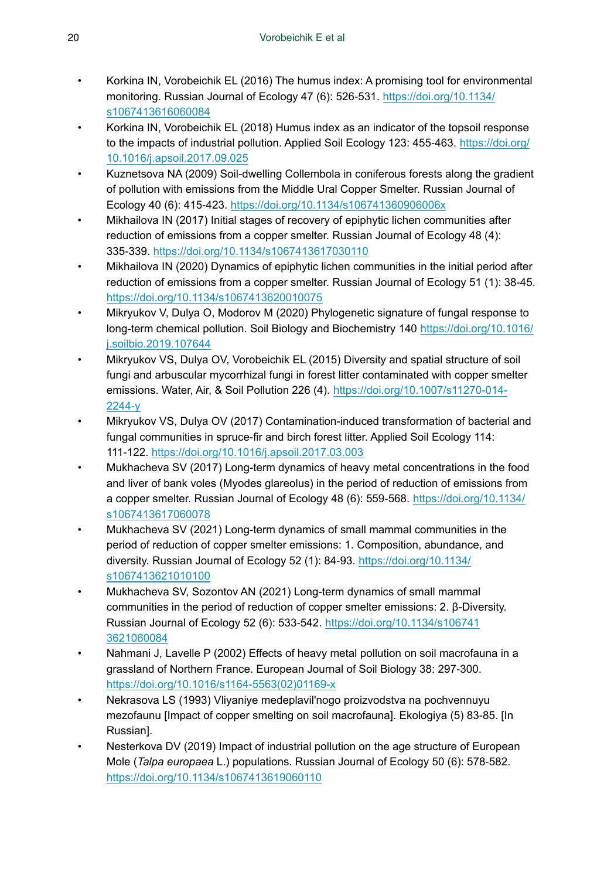- Korkina IN, Vorobeichik EL (2016) The humus index: A promising tool for environmental monitoring. Russian Journal of Ecology 47 (6): 526-531. https://doi.org/10.1134/s1067413616060084
- Korkina IN, Vorobeichik EL (2018) Humus index as an indicator of the topsoil response to the impacts of industrial pollution. Applied Soil Ecology 123: 455-463. https://doi.org/10.1016/j.apsoil.2017.09.025
- Kuznetsova NA (2009) Soil-dwelling Collembola in coniferous forests along the gradient of pollution with emissions from the Middle Ural Copper Smelter. Russian Journal of Ecology 40 (6): 415-423. https://doi.org/10.1134/s106741360906006x
- Mikhailova IN (2017) Initial stages of recovery of epiphytic lichen communities after reduction of emissions from a copper smelter. Russian Journal of Ecology 48 (4): 335-339. https://doi.org/10.1134/s1067413617030110
- Mikhailova IN (2020) Dynamics of epiphytic lichen communities in the initial period after reduction of emissions from a copper smelter. Russian Journal of Ecology 51 (1): 38-45. https://doi.org/10.1134/s1067413620010075
- Mikryukov V, Dulya O, Modorov M (2020) Phylogenetic signature of fungal response to long-term chemical pollution. Soil Biology and Biochemistry 140 https://doi.org/10.1016/j.soilbio.2019.107644
- Mikryukov VS, Dulya OV, Vorobeichik EL (2015) Diversity and spatial structure of soil fungi and arbuscular mycorrhizal fungi in forest litter contaminated with copper smelter emissions. Water, Air, & Soil Pollution 226 (4). https://doi.org/10.1007/s11270-014-2244-y
- Mikryukov VS, Dulya OV (2017) Contamination-induced transformation of bacterial and fungal communities in spruce-fir and birch forest litter. Applied Soil Ecology 114: 111-122. https://doi.org/10.1016/j.apsoil.2017.03.003
- Mukhacheva SV (2017) Long-term dynamics of heavy metal concentrations in the food and liver of bank voles (Myodes glareolus) in the period of reduction of emissions from a copper smelter. Russian Journal of Ecology 48 (6): 559-568. https://doi.org/10.1134/s1067413617060078
- Mukhacheva SV (2021) Long-term dynamics of small mammal communities in the period of reduction of copper smelter emissions: 1. Composition, abundance, and diversity. Russian Journal of Ecology 52 (1): 84-93. https://doi.org/10.1134/s1067413621010100
- Mukhacheva SV, Sozontov AN (2021) Long-term dynamics of small mammal communities in the period of reduction of copper smelter emissions: 2. β-Diversity. Russian Journal of Ecology 52 (6): 533-542. https://doi.org/10.1134/s1067413621060084
- Nahmani J, Lavelle P (2002) Effects of heavy metal pollution on soil macrofauna in a grassland of Northern France. European Journal of Soil Biology 38: 297-300. https://doi.org/10.1016/s1164-5563(02)01169-x
- Nekrasova LS (1993) Vliyaniye medeplavil'nogo proizvodstva na pochvennuyu mezofaunu [Impact of copper smelting on soil macrofauna]. Ekologiya (5) 83-85. [In Russian].
- Nesterkova DV (2019) Impact of industrial pollution on the age structure of European Mole (*Talpa europaea* L.) populations. Russian Journal of Ecology 50 (6): 578-582. https://doi.org/10.1134/s1067413619060110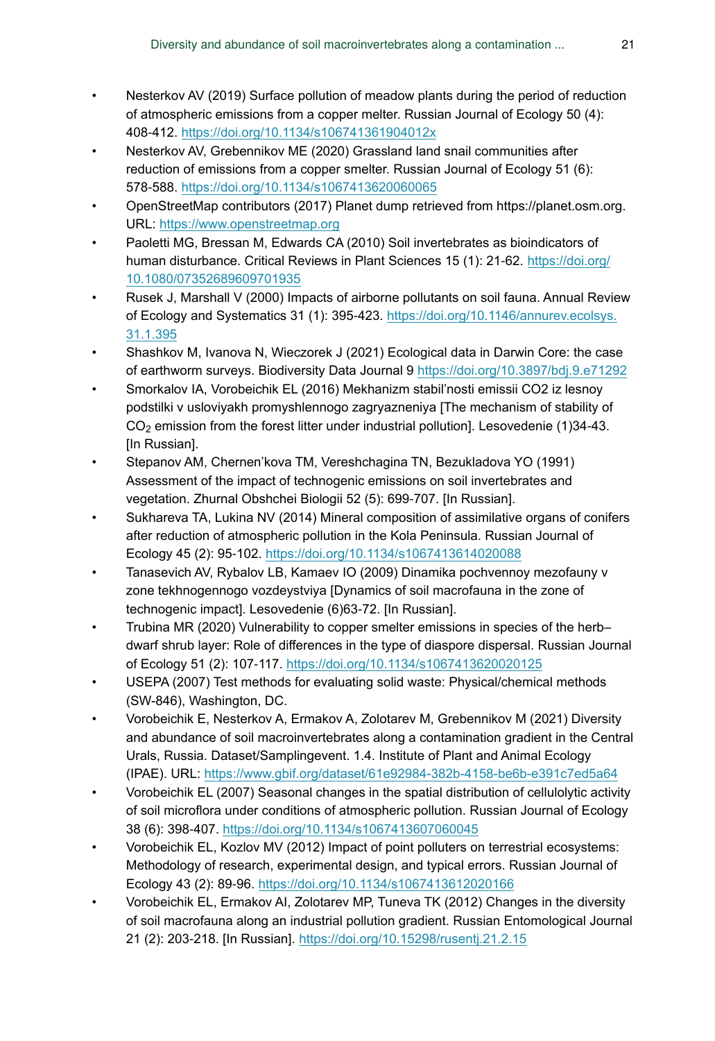- Nesterkov AV (2019) Surface pollution of meadow plants during the period of reduction of atmospheric emissions from a copper melter. Russian Journal of Ecology 50 (4): 408-412. https://doi.org/10.1134/s106741361904012x
- Nesterkov AV, Grebennikov ME (2020) Grassland land snail communities after reduction of emissions from a copper smelter. Russian Journal of Ecology 51 (6): 578-588. https://doi.org/10.1134/s1067413620060065
- OpenStreetMap contributors (2017) Planet dump retrieved from https://planet.osm.org. URL: https://www.openstreetmap.org
- Paoletti MG, Bressan M, Edwards CA (2010) Soil invertebrates as bioindicators of human disturbance. Critical Reviews in Plant Sciences 15 (1): 21-62. https://doi.org/10.1080/07352689609701935
- Rusek J, Marshall V (2000) Impacts of airborne pollutants on soil fauna. Annual Review of Ecology and Systematics 31 (1): 395-423. https://doi.org/10.1146/annurev.ecolsys.31.1.395
- Shashkov M, Ivanova N, Wieczorek J (2021) Ecological data in Darwin Core: the case of earthworm surveys. Biodiversity Data Journal 9 https://doi.org/10.3897/bdj.9.e71292
- Smorkalov IA, Vorobeichik EL (2016) Mekhanizm stabil'nosti emissii CO2 iz lesnoy podstilki v usloviyakh promyshlennogo zagryazneniya [The mechanism of stability of $CO_2$ emission from the forest litter under industrial pollution]. Lesovedenie (1)34-43. [In Russian].
- Stepanov AM, Chernen'kova TM, Vereshchagina TN, Bezukladova YO (1991) Assessment of the impact of technogenic emissions on soil invertebrates and vegetation. Zhurnal Obshchei Biologii 52 (5): 699-707. [In Russian].
- Sukhareva TA, Lukina NV (2014) Mineral composition of assimilative organs of conifers after reduction of atmospheric pollution in the Kola Peninsula. Russian Journal of Ecology 45 (2): 95-102. https://doi.org/10.1134/s1067413614020088
- Tanasevich AV, Rybalov LB, Kamaev IO (2009) Dinamika pochvennoy mezofauny v zone tekhnogennogo vozdeystviya [Dynamics of soil macrofauna in the zone of technogenic impact]. Lesovedenie (6)63-72. [In Russian].
- Trubina MR (2020) Vulnerability to copper smelter emissions in species of the herb–dwarf shrub layer: Role of differences in the type of diaspore dispersal. Russian Journal of Ecology 51 (2): 107-117. https://doi.org/10.1134/s1067413620020125
- USEPA (2007) Test methods for evaluating solid waste: Physical/chemical methods (SW-846), Washington, DC.
- Vorobeichik E, Nesterkov A, Ermakov A, Zolotarev M, Grebennikov M (2021) Diversity and abundance of soil macroinvertebrates along a contamination gradient in the Central Urals, Russia. Dataset/Samplingevent. 1.4. Institute of Plant and Animal Ecology (IPAE). URL: https://www.gbif.org/dataset/61e92984-382b-4158-be6b-e391c7ed5a64
- Vorobeichik EL (2007) Seasonal changes in the spatial distribution of cellulolytic activity of soil microflora under conditions of atmospheric pollution. Russian Journal of Ecology 38 (6): 398-407. https://doi.org/10.1134/s1067413607060045
- Vorobeichik EL, Kozlov MV (2012) Impact of point polluters on terrestrial ecosystems: Methodology of research, experimental design, and typical errors. Russian Journal of Ecology 43 (2): 89-96. https://doi.org/10.1134/s1067413612020166
- Vorobeichik EL, Ermakov AI, Zolotarev MP, Tuneva TK (2012) Changes in the diversity of soil macrofauna along an industrial pollution gradient. Russian Entomological Journal 21 (2): 203-218. [In Russian]. https://doi.org/10.15298/rusentj.21.2.15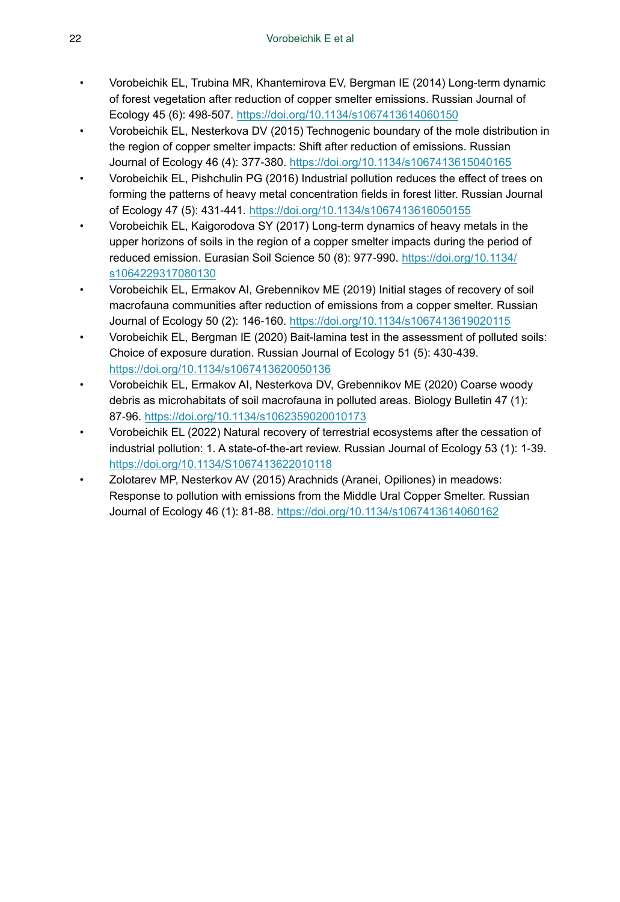- Vorobeichik EL, Trubina MR, Khantemirova EV, Bergman IE (2014) Long-term dynamic of forest vegetation after reduction of copper smelter emissions. Russian Journal of Ecology 45 (6): 498-507. https://doi.org/10.1134/s1067413614060150
- Vorobeichik EL, Nesterkova DV (2015) Technogenic boundary of the mole distribution in the region of copper smelter impacts: Shift after reduction of emissions. Russian Journal of Ecology 46 (4): 377-380. https://doi.org/10.1134/s1067413615040165
- Vorobeichik EL, Pishchulin PG (2016) Industrial pollution reduces the effect of trees on forming the patterns of heavy metal concentration fields in forest litter. Russian Journal of Ecology 47 (5): 431-441. https://doi.org/10.1134/s1067413616050155
- Vorobeichik EL, Kaigorodova SY (2017) Long-term dynamics of heavy metals in the upper horizons of soils in the region of a copper smelter impacts during the period of reduced emission. Eurasian Soil Science 50 (8): 977-990. https://doi.org/10.1134/s1064229317080130
- Vorobeichik EL, Ermakov AI, Grebennikov ME (2019) Initial stages of recovery of soil macrofauna communities after reduction of emissions from a copper smelter. Russian Journal of Ecology 50 (2): 146-160. https://doi.org/10.1134/s1067413619020115
- Vorobeichik EL, Bergman IE (2020) Bait-lamina test in the assessment of polluted soils: Choice of exposure duration. Russian Journal of Ecology 51 (5): 430-439. https://doi.org/10.1134/s1067413620050136
- Vorobeichik EL, Ermakov AI, Nesterkova DV, Grebennikov ME (2020) Coarse woody debris as microhabitats of soil macrofauna in polluted areas. Biology Bulletin 47 (1): 87-96. https://doi.org/10.1134/s1062359020010173
- Vorobeichik EL (2022) Natural recovery of terrestrial ecosystems after the cessation of industrial pollution: 1. A state-of-the-art review. Russian Journal of Ecology 53 (1): 1-39. https://doi.org/10.1134/S1067413622010118
- Zolotarev MP, Nesterkov AV (2015) Arachnids (Aranei, Opiliones) in meadows: Response to pollution with emissions from the Middle Ural Copper Smelter. Russian Journal of Ecology 46 (1): 81-88. https://doi.org/10.1134/s1067413614060162